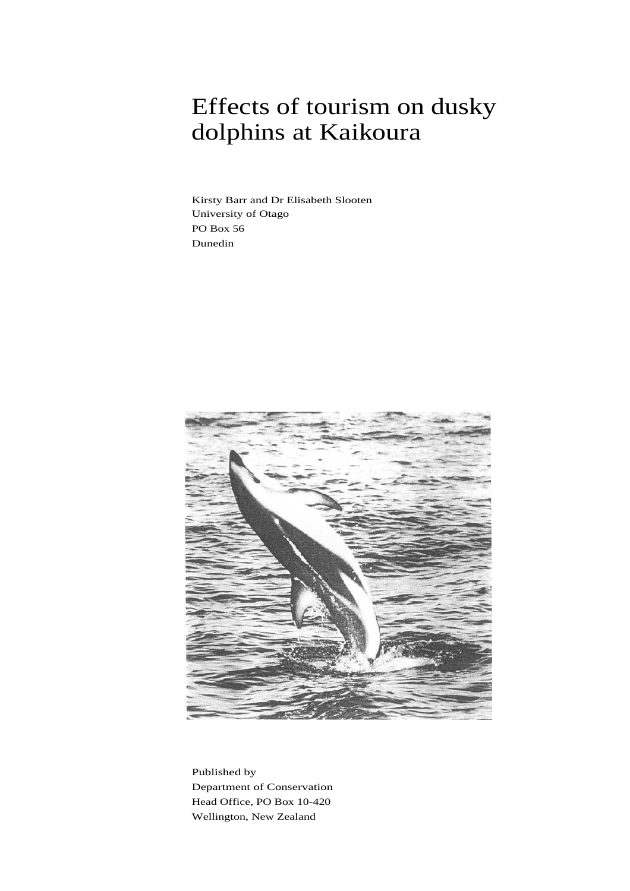# Effects of tourism on dusky dolphins at Kaikoura

Kirsty Barr and Dr Elisabeth Slooten
University of Otago
PO Box 56
Dunedin

Published by
Department of Conservation
Head Office, PO Box 10-420
Wellington, New Zealand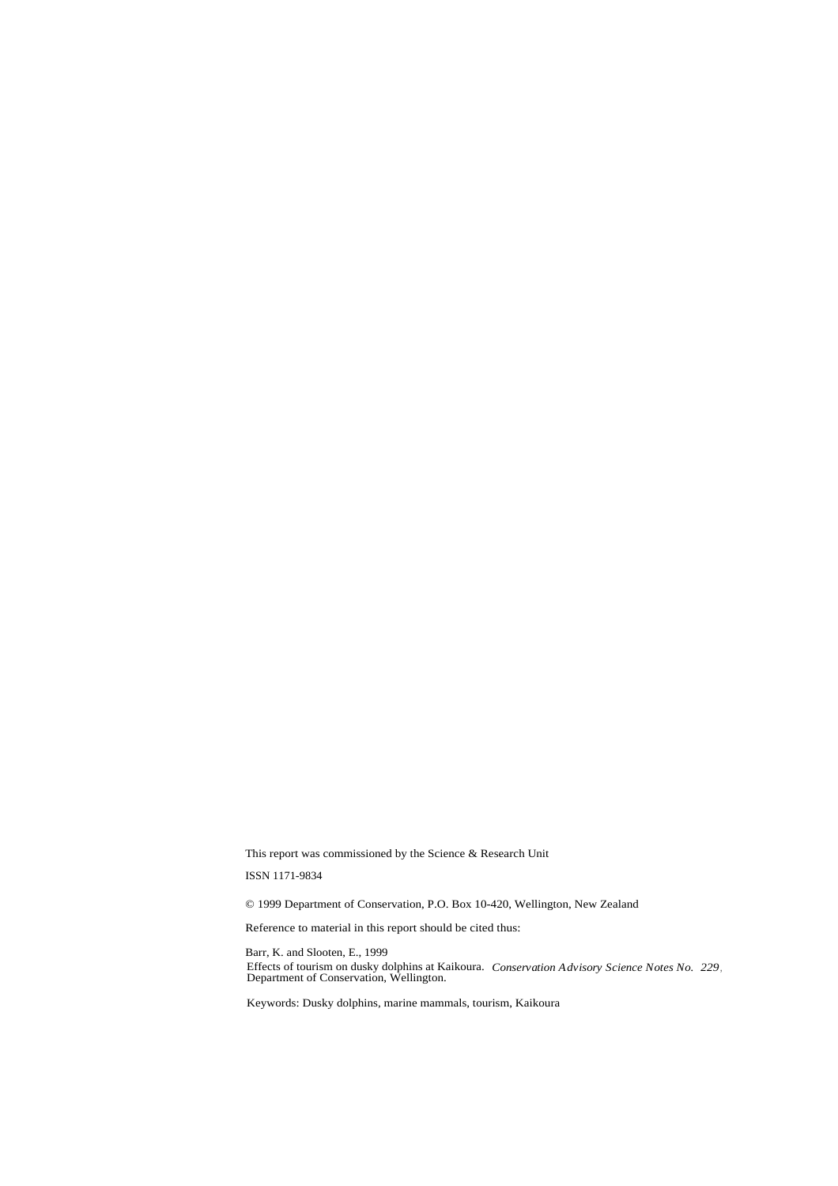This report was commissioned by the Science & Research Unit

ISSN 1171-9834

© 1999 Department of Conservation, P.O. Box 10-420, Wellington, New Zealand

Reference to material in this report should be cited thus:

Barr, K. and Slooten, E., 1999
Effects of tourism on dusky dolphins at Kaikoura. *Conservation Advisory Science Notes No. 229*, Department of Conservation, Wellington.

Keywords: Dusky dolphins, marine mammals, tourism, Kaikoura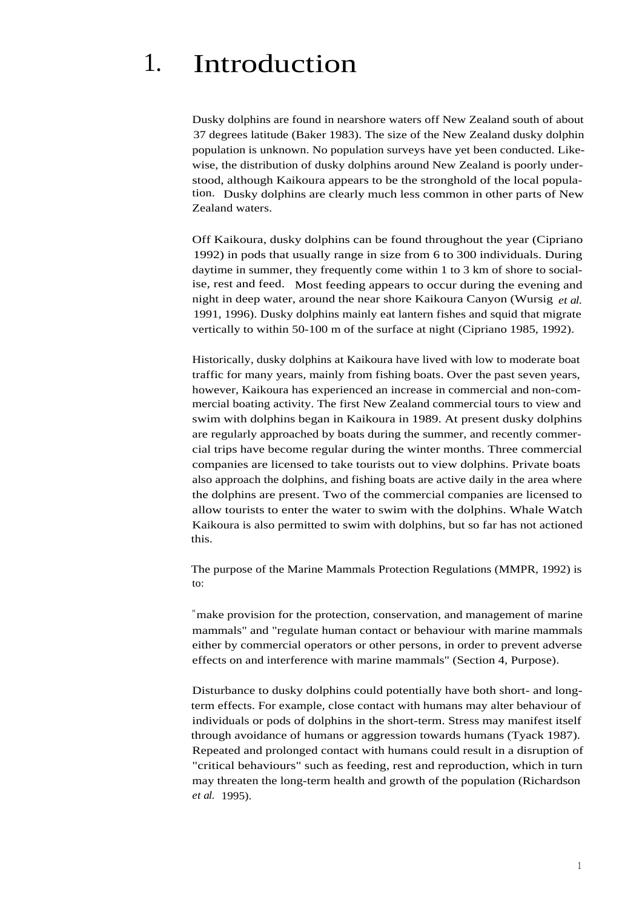# 1. Introduction

Dusky dolphins are found in nearshore waters off New Zealand south of about 37 degrees latitude (Baker 1983). The size of the New Zealand dusky dolphin population is unknown. No population surveys have yet been conducted. Likewise, the distribution of dusky dolphins around New Zealand is poorly understood, although Kaikoura appears to be the stronghold of the local population. Dusky dolphins are clearly much less common in other parts of New Zealand waters.

Off Kaikoura, dusky dolphins can be found throughout the year (Cipriano 1992) in pods that usually range in size from 6 to 300 individuals. During daytime in summer, they frequently come within 1 to 3 km of shore to socialise, rest and feed. Most feeding appears to occur during the evening and night in deep water, around the near shore Kaikoura Canyon (Wursig *et al.* 1991, 1996). Dusky dolphins mainly eat lantern fishes and squid that migrate vertically to within 50-100 m of the surface at night (Cipriano 1985, 1992).

Historically, dusky dolphins at Kaikoura have lived with low to moderate boat traffic for many years, mainly from fishing boats. Over the past seven years, however, Kaikoura has experienced an increase in commercial and non-commercial boating activity. The first New Zealand commercial tours to view and swim with dolphins began in Kaikoura in 1989. At present dusky dolphins are regularly approached by boats during the summer, and recently commercial trips have become regular during the winter months. Three commercial companies are licensed to take tourists out to view dolphins. Private boats also approach the dolphins, and fishing boats are active daily in the area where the dolphins are present. Two of the commercial companies are licensed to allow tourists to enter the water to swim with the dolphins. Whale Watch Kaikoura is also permitted to swim with dolphins, but so far has not actioned this.

The purpose of the Marine Mammals Protection Regulations (MMPR, 1992) is to:

"make provision for the protection, conservation, and management of marine mammals" and "regulate human contact or behaviour with marine mammals either by commercial operators or other persons, in order to prevent adverse effects on and interference with marine mammals" (Section 4, Purpose).

Disturbance to dusky dolphins could potentially have both short- and long-term effects. For example, close contact with humans may alter behaviour of individuals or pods of dolphins in the short-term. Stress may manifest itself through avoidance of humans or aggression towards humans (Tyack 1987). Repeated and prolonged contact with humans could result in a disruption of "critical behaviours" such as feeding, rest and reproduction, which in turn may threaten the long-term health and growth of the population (Richardson *et al.* 1995).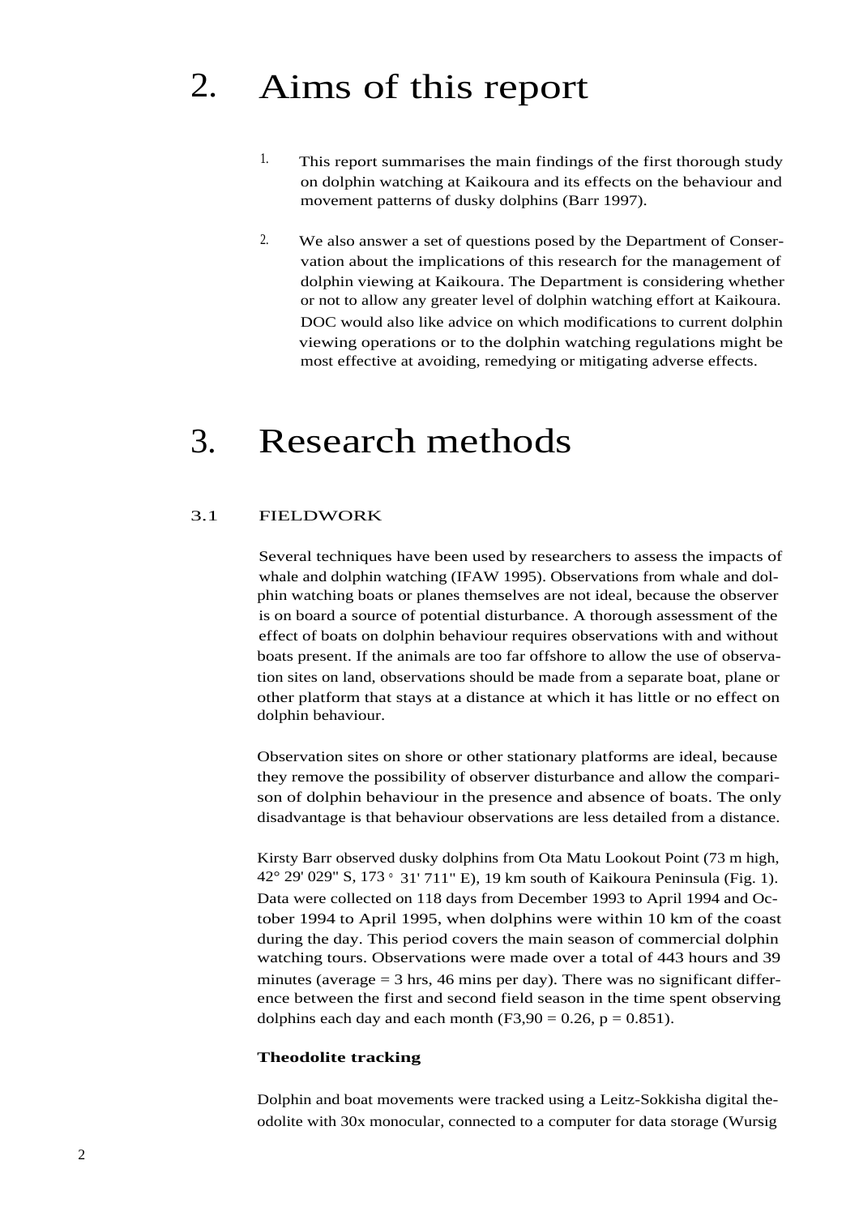# 2. Aims of this report

1. This report summarises the main findings of the first thorough study on dolphin watching at Kaikoura and its effects on the behaviour and movement patterns of dusky dolphins (Barr 1997).

2. We also answer a set of questions posed by the Department of Conservation about the implications of this research for the management of dolphin viewing at Kaikoura. The Department is considering whether or not to allow any greater level of dolphin watching effort at Kaikoura. DOC would also like advice on which modifications to current dolphin viewing operations or to the dolphin watching regulations might be most effective at avoiding, remedying or mitigating adverse effects.

# 3. Research methods

## 3.1 FIELDWORK

Several techniques have been used by researchers to assess the impacts of whale and dolphin watching (IFAW 1995). Observations from whale and dolphin watching boats or planes themselves are not ideal, because the observer is on board a source of potential disturbance. A thorough assessment of the effect of boats on dolphin behaviour requires observations with and without boats present. If the animals are too far offshore to allow the use of observation sites on land, observations should be made from a separate boat, plane or other platform that stays at a distance at which it has little or no effect on dolphin behaviour.

Observation sites on shore or other stationary platforms are ideal, because they remove the possibility of observer disturbance and allow the comparison of dolphin behaviour in the presence and absence of boats. The only disadvantage is that behaviour observations are less detailed from a distance.

Kirsty Barr observed dusky dolphins from Ota Matu Lookout Point (73 m high, 42° 29' 029" S, 173 ° 31' 711" E), 19 km south of Kaikoura Peninsula (Fig. 1). Data were collected on 118 days from December 1993 to April 1994 and October 1994 to April 1995, when dolphins were within 10 km of the coast during the day. This period covers the main season of commercial dolphin watching tours. Observations were made over a total of 443 hours and 39 minutes (average = 3 hrs, 46 mins per day). There was no significant difference between the first and second field season in the time spent observing dolphins each day and each month ($F_{3,90} = 0.26$, $p = 0.851$).

### Theodolite tracking

Dolphin and boat movements were tracked using a Leitz-Sokkisha digital theodolite with 30x monocular, connected to a computer for data storage (Wursig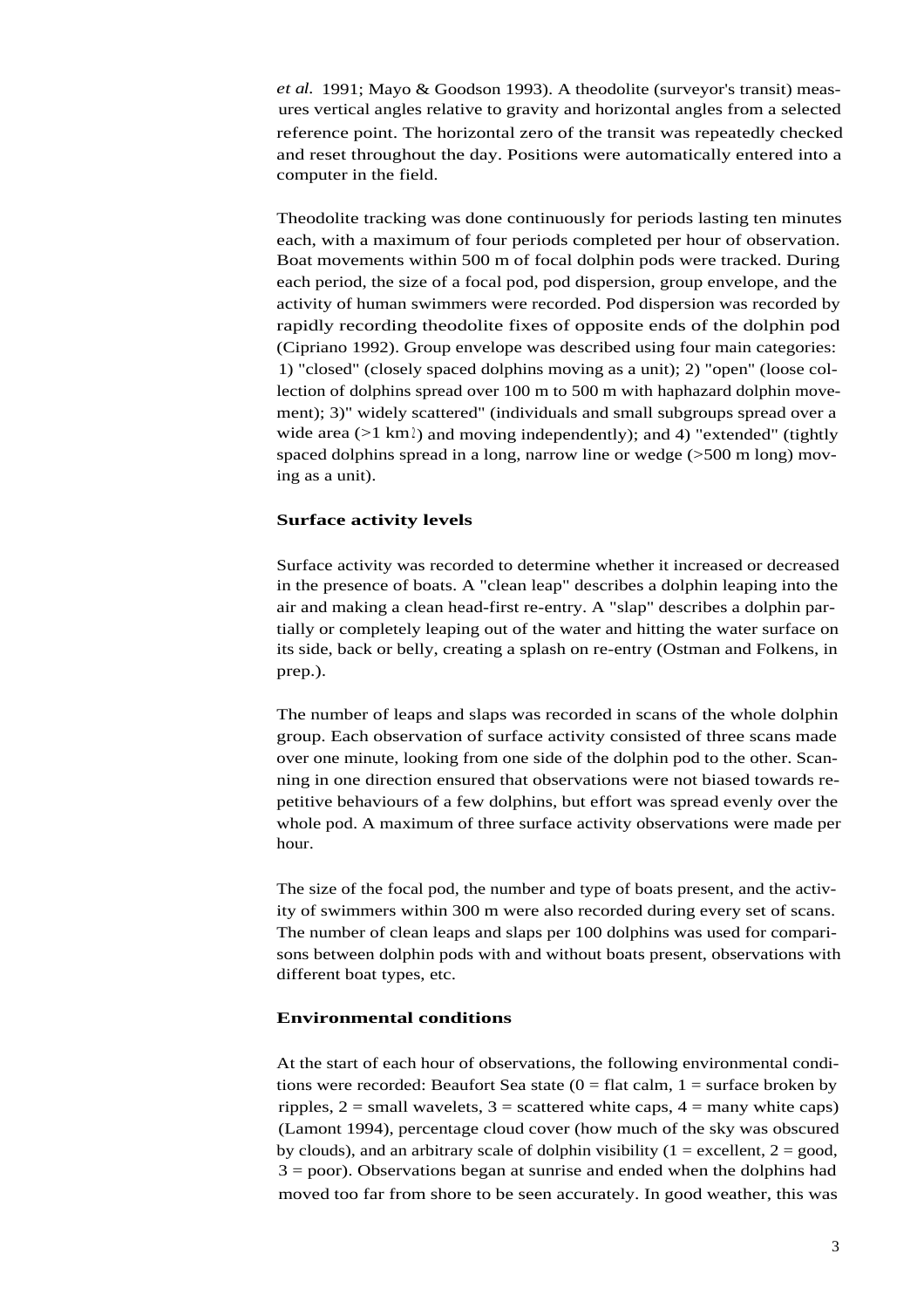*et al.* 1991; Mayo & Goodson 1993). A theodolite (surveyor's transit) measures vertical angles relative to gravity and horizontal angles from a selected reference point. The horizontal zero of the transit was repeatedly checked and reset throughout the day. Positions were automatically entered into a computer in the field.

Theodolite tracking was done continuously for periods lasting ten minutes each, with a maximum of four periods completed per hour of observation. Boat movements within 500 m of focal dolphin pods were tracked. During each period, the size of a focal pod, pod dispersion, group envelope, and the activity of human swimmers were recorded. Pod dispersion was recorded by rapidly recording theodolite fixes of opposite ends of the dolphin pod (Cipriano 1992). Group envelope was described using four main categories: 1) "closed" (closely spaced dolphins moving as a unit); 2) "open" (loose collection of dolphins spread over 100 m to 500 m with haphazard dolphin movement); 3)" widely scattered" (individuals and small subgroups spread over a wide area (>1 $km^2$) and moving independently); and 4) "extended" (tightly spaced dolphins spread in a long, narrow line or wedge (>500 m long) moving as a unit).

### Surface activity levels

Surface activity was recorded to determine whether it increased or decreased in the presence of boats. A "clean leap" describes a dolphin leaping into the air and making a clean head-first re-entry. A "slap" describes a dolphin partially or completely leaping out of the water and hitting the water surface on its side, back or belly, creating a splash on re-entry (Ostman and Folkens, in prep.).

The number of leaps and slaps was recorded in scans of the whole dolphin group. Each observation of surface activity consisted of three scans made over one minute, looking from one side of the dolphin pod to the other. Scanning in one direction ensured that observations were not biased towards repetitive behaviours of a few dolphins, but effort was spread evenly over the whole pod. A maximum of three surface activity observations were made per hour.

The size of the focal pod, the number and type of boats present, and the activity of swimmers within 300 m were also recorded during every set of scans. The number of clean leaps and slaps per 100 dolphins was used for comparisons between dolphin pods with and without boats present, observations with different boat types, etc.

### Environmental conditions

At the start of each hour of observations, the following environmental conditions were recorded: Beaufort Sea state (0 = flat calm, 1 = surface broken by ripples, 2 = small wavelets, 3 = scattered white caps, 4 = many white caps) (Lamont 1994), percentage cloud cover (how much of the sky was obscured by clouds), and an arbitrary scale of dolphin visibility (1 = excellent, 2 = good, 3 = poor). Observations began at sunrise and ended when the dolphins had moved too far from shore to be seen accurately. In good weather, this was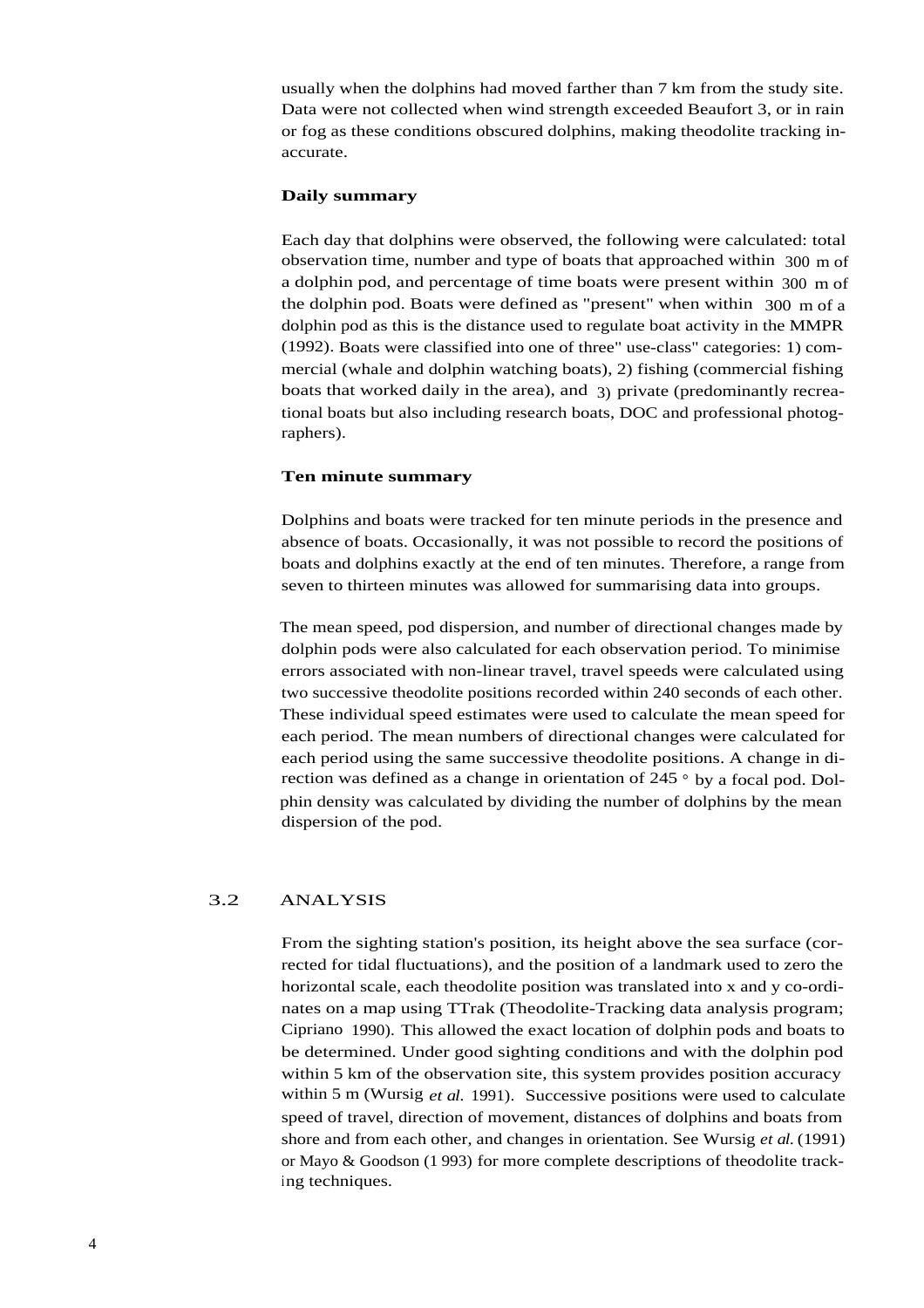usually when the dolphins had moved farther than 7 km from the study site. Data were not collected when wind strength exceeded Beaufort 3, or in rain or fog as these conditions obscured dolphins, making theodolite tracking inaccurate.

**Daily summary**

Each day that dolphins were observed, the following were calculated: total observation time, number and type of boats that approached within 300 m of a dolphin pod, and percentage of time boats were present within 300 m of the dolphin pod. Boats were defined as "present" when within 300 m of a dolphin pod as this is the distance used to regulate boat activity in the MMPR (1992). Boats were classified into one of three" use-class" categories: 1) commercial (whale and dolphin watching boats), 2) fishing (commercial fishing boats that worked daily in the area), and 3) private (predominantly recreational boats but also including research boats, DOC and professional photographers).

**Ten minute summary**

Dolphins and boats were tracked for ten minute periods in the presence and absence of boats. Occasionally, it was not possible to record the positions of boats and dolphins exactly at the end of ten minutes. Therefore, a range from seven to thirteen minutes was allowed for summarising data into groups.

The mean speed, pod dispersion, and number of directional changes made by dolphin pods were also calculated for each observation period. To minimise errors associated with non-linear travel, travel speeds were calculated using two successive theodolite positions recorded within 240 seconds of each other. These individual speed estimates were used to calculate the mean speed for each period. The mean numbers of directional changes were calculated for each period using the same successive theodolite positions. A change in direction was defined as a change in orientation of 245 ° by a focal pod. Dolphin density was calculated by dividing the number of dolphins by the mean dispersion of the pod.

## 3.2 ANALYSIS

From the sighting station's position, its height above the sea surface (corrected for tidal fluctuations), and the position of a landmark used to zero the horizontal scale, each theodolite position was translated into x and y co-ordinates on a map using TTrak (Theodolite-Tracking data analysis program; Cipriano 1990). This allowed the exact location of dolphin pods and boats to be determined. Under good sighting conditions and with the dolphin pod within 5 km of the observation site, this system provides position accuracy within 5 m (Wursig *et al.* 1991). Successive positions were used to calculate speed of travel, direction of movement, distances of dolphins and boats from shore and from each other, and changes in orientation. See Wursig *et al.* (1991) or Mayo & Goodson (1 993) for more complete descriptions of theodolite tracking techniques.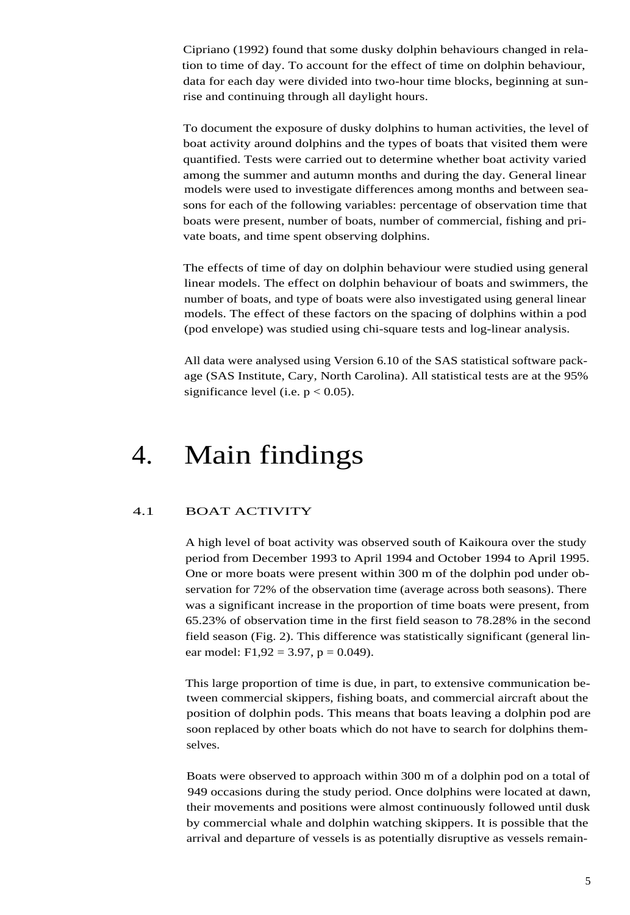Cipriano (1992) found that some dusky dolphin behaviours changed in relation to time of day. To account for the effect of time on dolphin behaviour, data for each day were divided into two-hour time blocks, beginning at sunrise and continuing through all daylight hours.

To document the exposure of dusky dolphins to human activities, the level of boat activity around dolphins and the types of boats that visited them were quantified. Tests were carried out to determine whether boat activity varied among the summer and autumn months and during the day. General linear models were used to investigate differences among months and between seasons for each of the following variables: percentage of observation time that boats were present, number of boats, number of commercial, fishing and private boats, and time spent observing dolphins.

The effects of time of day on dolphin behaviour were studied using general linear models. The effect on dolphin behaviour of boats and swimmers, the number of boats, and type of boats were also investigated using general linear models. The effect of these factors on the spacing of dolphins within a pod (pod envelope) was studied using chi-square tests and log-linear analysis.

All data were analysed using Version 6.10 of the SAS statistical software package (SAS Institute, Cary, North Carolina). All statistical tests are at the 95% significance level (i.e. $p < 0.05$).

# 4. Main findings

## 4.1 BOAT ACTIVITY

A high level of boat activity was observed south of Kaikoura over the study period from December 1993 to April 1994 and October 1994 to April 1995. One or more boats were present within 300 m of the dolphin pod under observation for 72% of the observation time (average across both seasons). There was a significant increase in the proportion of time boats were present, from 65.23% of observation time in the first field season to 78.28% in the second field season (Fig. 2). This difference was statistically significant (general linear model: $F_{1,92} = 3.97$, $p = 0.049$).

This large proportion of time is due, in part, to extensive communication between commercial skippers, fishing boats, and commercial aircraft about the position of dolphin pods. This means that boats leaving a dolphin pod are soon replaced by other boats which do not have to search for dolphins themselves.

Boats were observed to approach within 300 m of a dolphin pod on a total of 949 occasions during the study period. Once dolphins were located at dawn, their movements and positions were almost continuously followed until dusk by commercial whale and dolphin watching skippers. It is possible that the arrival and departure of vessels is as potentially disruptive as vessels remain-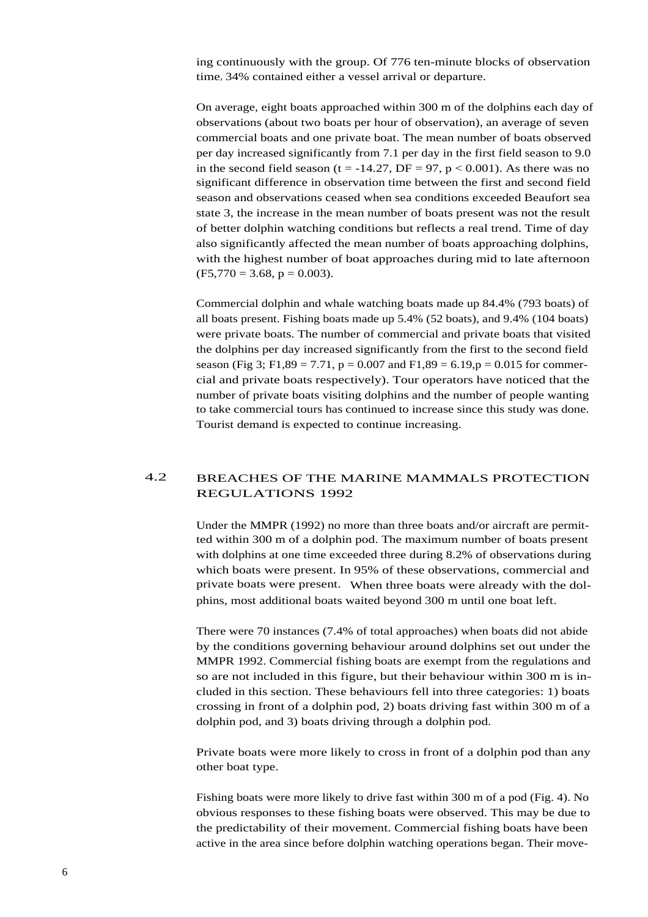ing continuously with the group. Of 776 ten-minute blocks of observation time, 34% contained either a vessel arrival or departure.

On average, eight boats approached within 300 m of the dolphins each day of observations (about two boats per hour of observation), an average of seven commercial boats and one private boat. The mean number of boats observed per day increased significantly from 7.1 per day in the first field season to 9.0 in the second field season ($t = -14.27$, $DF = 97$, $p < 0.001$). As there was no significant difference in observation time between the first and second field season and observations ceased when sea conditions exceeded Beaufort sea state 3, the increase in the mean number of boats present was not the result of better dolphin watching conditions but reflects a real trend. Time of day also significantly affected the mean number of boats approaching dolphins, with the highest number of boat approaches during mid to late afternoon ($F_{5,770} = 3.68$, $p = 0.003$).

Commercial dolphin and whale watching boats made up 84.4% (793 boats) of all boats present. Fishing boats made up 5.4% (52 boats), and 9.4% (104 boats) were private boats. The number of commercial and private boats that visited the dolphins per day increased significantly from the first to the second field season (Fig 3; $F_{1,89} = 7.71$, $p = 0.007$ and $F_{1,89} = 6.19$, $p = 0.015$ for commercial and private boats respectively). Tour operators have noticed that the number of private boats visiting dolphins and the number of people wanting to take commercial tours has continued to increase since this study was done. Tourist demand is expected to continue increasing.

## 4.2 BREACHES OF THE MARINE MAMMALS PROTECTION REGULATIONS 1992

Under the MMPR (1992) no more than three boats and/or aircraft are permitted within 300 m of a dolphin pod. The maximum number of boats present with dolphins at one time exceeded three during 8.2% of observations during which boats were present. In 95% of these observations, commercial and private boats were present. When three boats were already with the dolphins, most additional boats waited beyond 300 m until one boat left.

There were 70 instances (7.4% of total approaches) when boats did not abide by the conditions governing behaviour around dolphins set out under the MMPR 1992. Commercial fishing boats are exempt from the regulations and so are not included in this figure, but their behaviour within 300 m is included in this section. These behaviours fell into three categories: 1) boats crossing in front of a dolphin pod, 2) boats driving fast within 300 m of a dolphin pod, and 3) boats driving through a dolphin pod.

Private boats were more likely to cross in front of a dolphin pod than any other boat type.

Fishing boats were more likely to drive fast within 300 m of a pod (Fig. 4). No obvious responses to these fishing boats were observed. This may be due to the predictability of their movement. Commercial fishing boats have been active in the area since before dolphin watching operations began. Their move-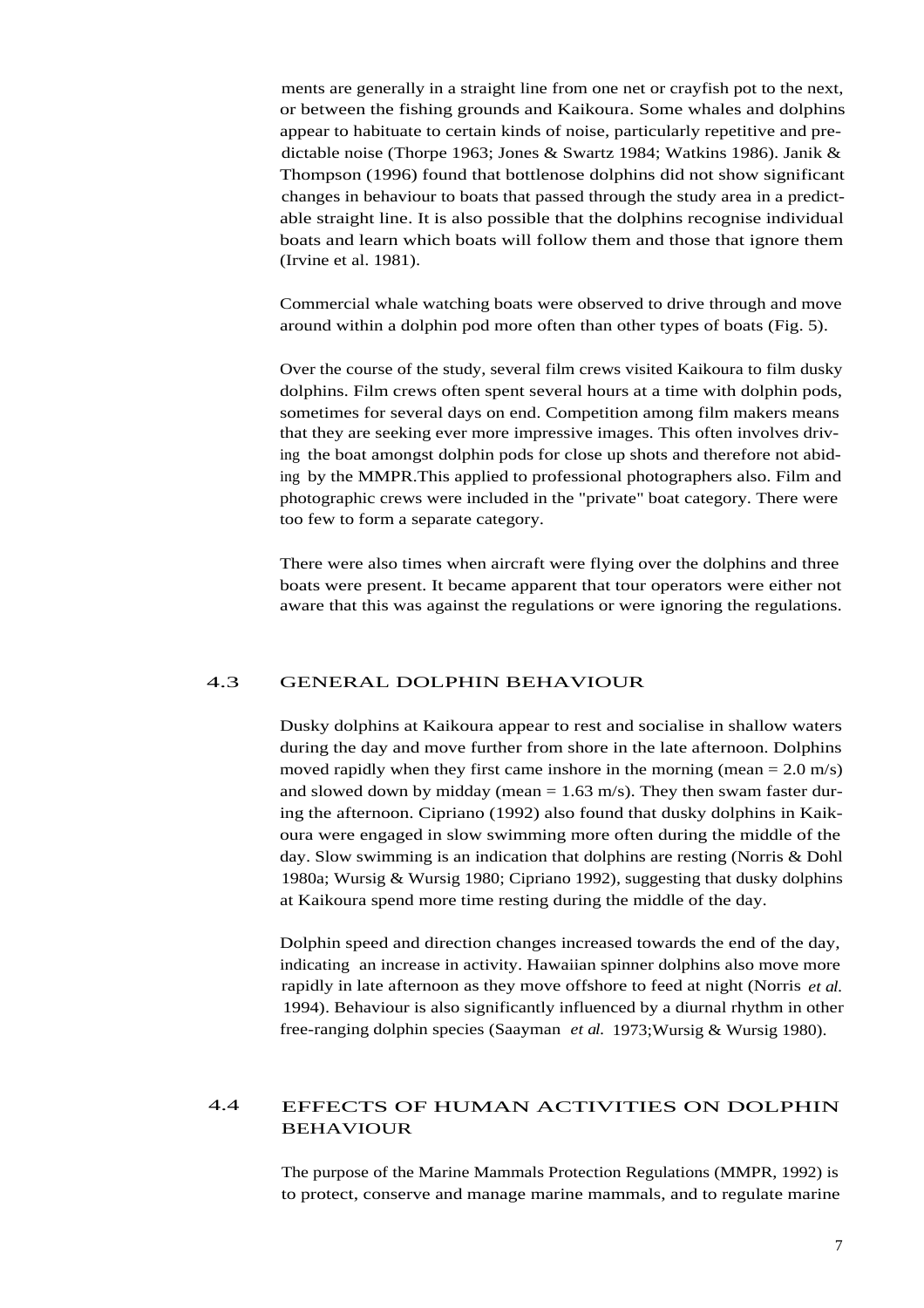ments are generally in a straight line from one net or crayfish pot to the next, or between the fishing grounds and Kaikoura. Some whales and dolphins appear to habituate to certain kinds of noise, particularly repetitive and predictable noise (Thorpe 1963; Jones & Swartz 1984; Watkins 1986). Janik & Thompson (1996) found that bottlenose dolphins did not show significant changes in behaviour to boats that passed through the study area in a predictable straight line. It is also possible that the dolphins recognise individual boats and learn which boats will follow them and those that ignore them (Irvine et al. 1981).

Commercial whale watching boats were observed to drive through and move around within a dolphin pod more often than other types of boats (Fig. 5).

Over the course of the study, several film crews visited Kaikoura to film dusky dolphins. Film crews often spent several hours at a time with dolphin pods, sometimes for several days on end. Competition among film makers means that they are seeking ever more impressive images. This often involves driving the boat amongst dolphin pods for close up shots and therefore not abiding by the MMPR.This applied to professional photographers also. Film and photographic crews were included in the "private" boat category. There were too few to form a separate category.

There were also times when aircraft were flying over the dolphins and three boats were present. It became apparent that tour operators were either not aware that this was against the regulations or were ignoring the regulations.

## 4.3 GENERAL DOLPHIN BEHAVIOUR

Dusky dolphins at Kaikoura appear to rest and socialise in shallow waters during the day and move further from shore in the late afternoon. Dolphins moved rapidly when they first came inshore in the morning (mean = 2.0 m/s) and slowed down by midday (mean = 1.63 m/s). They then swam faster during the afternoon. Cipriano (1992) also found that dusky dolphins in Kaikoura were engaged in slow swimming more often during the middle of the day. Slow swimming is an indication that dolphins are resting (Norris & Dohl 1980a; Wursig & Wursig 1980; Cipriano 1992), suggesting that dusky dolphins at Kaikoura spend more time resting during the middle of the day.

Dolphin speed and direction changes increased towards the end of the day, indicating an increase in activity. Hawaiian spinner dolphins also move more rapidly in late afternoon as they move offshore to feed at night (Norris *et al.* 1994). Behaviour is also significantly influenced by a diurnal rhythm in other free-ranging dolphin species (Saayman *et al.* 1973;Wursig & Wursig 1980).

## 4.4 EFFECTS OF HUMAN ACTIVITIES ON DOLPHIN BEHAVIOUR

The purpose of the Marine Mammals Protection Regulations (MMPR, 1992) is to protect, conserve and manage marine mammals, and to regulate marine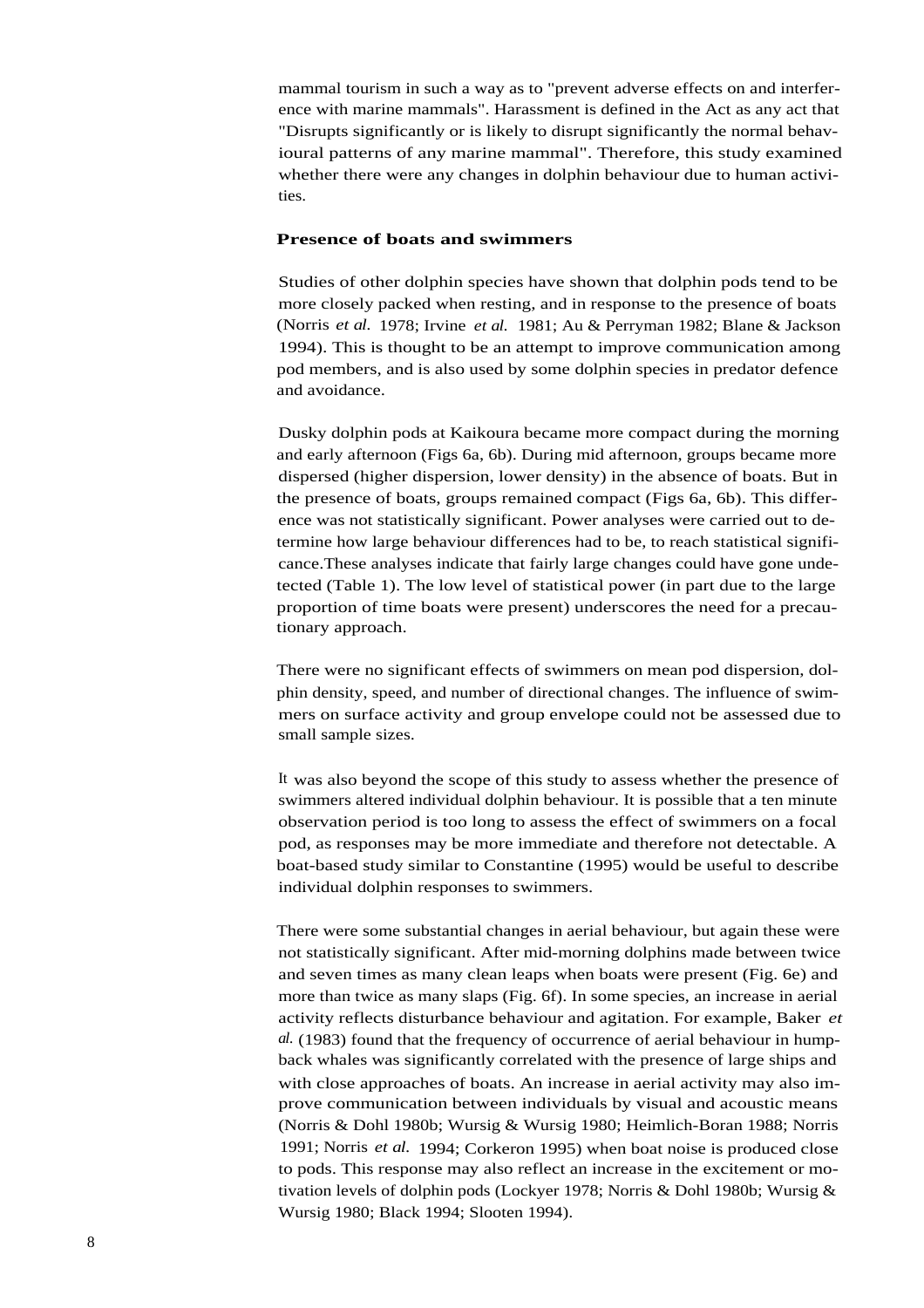mammal tourism in such a way as to "prevent adverse effects on and interference with marine mammals". Harassment is defined in the Act as any act that "Disrupts significantly or is likely to disrupt significantly the normal behavioural patterns of any marine mammal". Therefore, this study examined whether there were any changes in dolphin behaviour due to human activities.

### Presence of boats and swimmers

Studies of other dolphin species have shown that dolphin pods tend to be more closely packed when resting, and in response to the presence of boats (Norris *et al.* 1978; Irvine *et al.* 1981; Au & Perryman 1982; Blane & Jackson 1994). This is thought to be an attempt to improve communication among pod members, and is also used by some dolphin species in predator defence and avoidance.

Dusky dolphin pods at Kaikoura became more compact during the morning and early afternoon (Figs 6a, 6b). During mid afternoon, groups became more dispersed (higher dispersion, lower density) in the absence of boats. But in the presence of boats, groups remained compact (Figs 6a, 6b). This difference was not statistically significant. Power analyses were carried out to determine how large behaviour differences had to be, to reach statistical significance.These analyses indicate that fairly large changes could have gone undetected (Table 1). The low level of statistical power (in part due to the large proportion of time boats were present) underscores the need for a precautionary approach.

There were no significant effects of swimmers on mean pod dispersion, dolphin density, speed, and number of directional changes. The influence of swimmers on surface activity and group envelope could not be assessed due to small sample sizes.

It was also beyond the scope of this study to assess whether the presence of swimmers altered individual dolphin behaviour. It is possible that a ten minute observation period is too long to assess the effect of swimmers on a focal pod, as responses may be more immediate and therefore not detectable. A boat-based study similar to Constantine (1995) would be useful to describe individual dolphin responses to swimmers.

There were some substantial changes in aerial behaviour, but again these were not statistically significant. After mid-morning dolphins made between twice and seven times as many clean leaps when boats were present (Fig. 6e) and more than twice as many slaps (Fig. 6f). In some species, an increase in aerial activity reflects disturbance behaviour and agitation. For example, Baker *et al.* (1983) found that the frequency of occurrence of aerial behaviour in humpback whales was significantly correlated with the presence of large ships and with close approaches of boats. An increase in aerial activity may also improve communication between individuals by visual and acoustic means (Norris & Dohl 1980b; Wursig & Wursig 1980; Heimlich-Boran 1988; Norris 1991; Norris *et al.* 1994; Corkeron 1995) when boat noise is produced close to pods. This response may also reflect an increase in the excitement or motivation levels of dolphin pods (Lockyer 1978; Norris & Dohl 1980b; Wursig & Wursig 1980; Black 1994; Slooten 1994).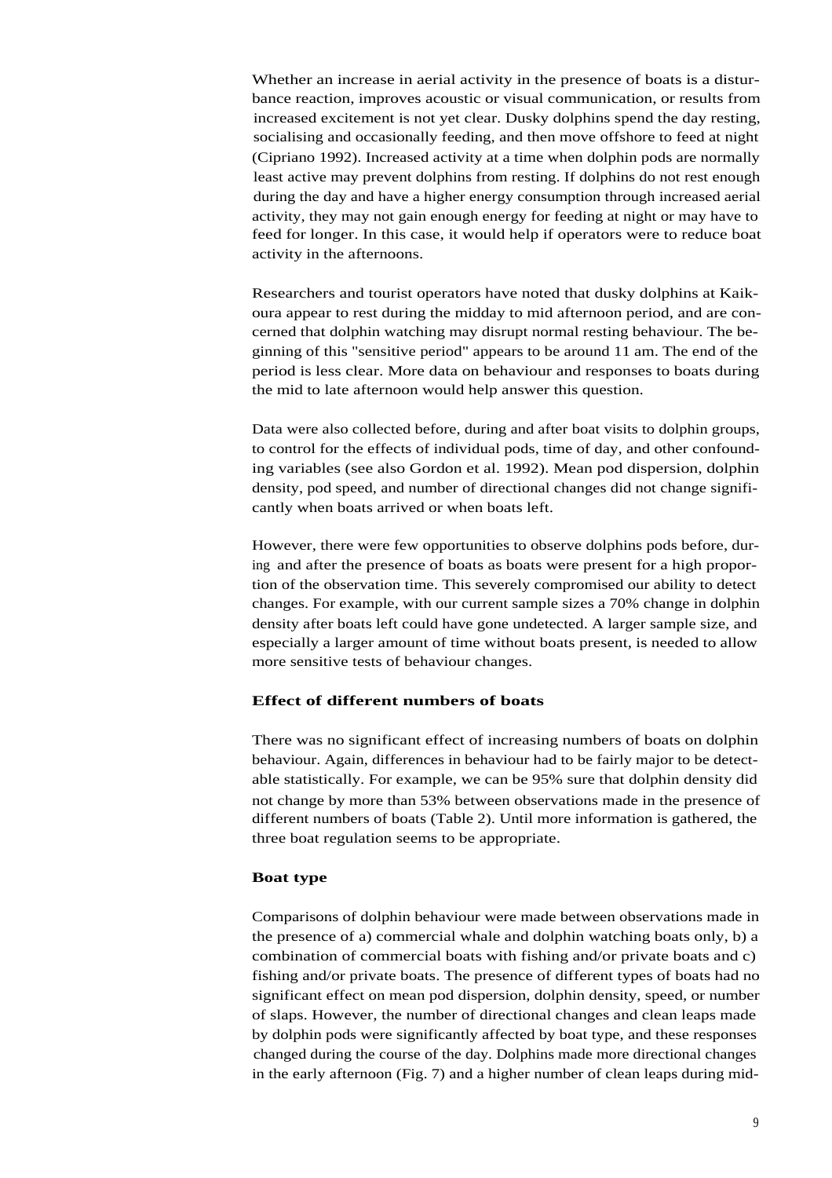Whether an increase in aerial activity in the presence of boats is a disturbance reaction, improves acoustic or visual communication, or results from increased excitement is not yet clear. Dusky dolphins spend the day resting, socialising and occasionally feeding, and then move offshore to feed at night (Cipriano 1992). Increased activity at a time when dolphin pods are normally least active may prevent dolphins from resting. If dolphins do not rest enough during the day and have a higher energy consumption through increased aerial activity, they may not gain enough energy for feeding at night or may have to feed for longer. In this case, it would help if operators were to reduce boat activity in the afternoons.

Researchers and tourist operators have noted that dusky dolphins at Kaikoura appear to rest during the midday to mid afternoon period, and are concerned that dolphin watching may disrupt normal resting behaviour. The beginning of this "sensitive period" appears to be around 11 am. The end of the period is less clear. More data on behaviour and responses to boats during the mid to late afternoon would help answer this question.

Data were also collected before, during and after boat visits to dolphin groups, to control for the effects of individual pods, time of day, and other confounding variables (see also Gordon et al. 1992). Mean pod dispersion, dolphin density, pod speed, and number of directional changes did not change significantly when boats arrived or when boats left.

However, there were few opportunities to observe dolphins pods before, during and after the presence of boats as boats were present for a high proportion of the observation time. This severely compromised our ability to detect changes. For example, with our current sample sizes a 70% change in dolphin density after boats left could have gone undetected. A larger sample size, and especially a larger amount of time without boats present, is needed to allow more sensitive tests of behaviour changes.

### Effect of different numbers of boats

There was no significant effect of increasing numbers of boats on dolphin behaviour. Again, differences in behaviour had to be fairly major to be detectable statistically. For example, we can be 95% sure that dolphin density did not change by more than 53% between observations made in the presence of different numbers of boats (Table 2). Until more information is gathered, the three boat regulation seems to be appropriate.

### Boat type

Comparisons of dolphin behaviour were made between observations made in the presence of a) commercial whale and dolphin watching boats only, b) a combination of commercial boats with fishing and/or private boats and c) fishing and/or private boats. The presence of different types of boats had no significant effect on mean pod dispersion, dolphin density, speed, or number of slaps. However, the number of directional changes and clean leaps made by dolphin pods were significantly affected by boat type, and these responses changed during the course of the day. Dolphins made more directional changes in the early afternoon (Fig. 7) and a higher number of clean leaps during mid-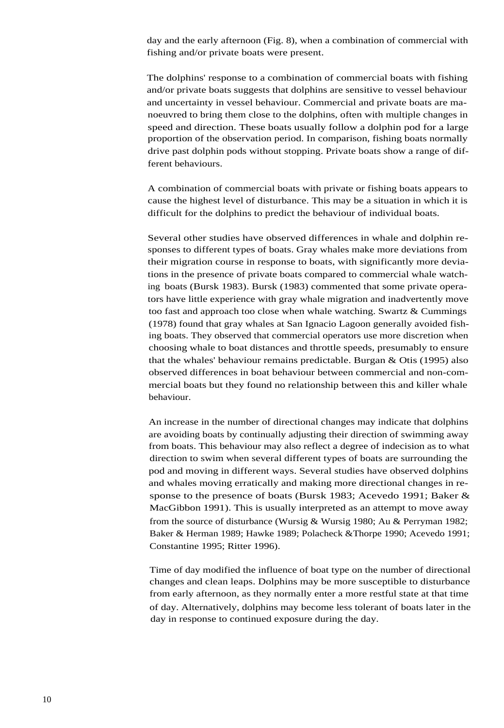day and the early afternoon (Fig. 8), when a combination of commercial with fishing and/or private boats were present.

The dolphins' response to a combination of commercial boats with fishing and/or private boats suggests that dolphins are sensitive to vessel behaviour and uncertainty in vessel behaviour. Commercial and private boats are manoeuvred to bring them close to the dolphins, often with multiple changes in speed and direction. These boats usually follow a dolphin pod for a large proportion of the observation period. In comparison, fishing boats normally drive past dolphin pods without stopping. Private boats show a range of different behaviours.

A combination of commercial boats with private or fishing boats appears to cause the highest level of disturbance. This may be a situation in which it is difficult for the dolphins to predict the behaviour of individual boats.

Several other studies have observed differences in whale and dolphin responses to different types of boats. Gray whales make more deviations from their migration course in response to boats, with significantly more deviations in the presence of private boats compared to commercial whale watching boats (Bursk 1983). Bursk (1983) commented that some private operators have little experience with gray whale migration and inadvertently move too fast and approach too close when whale watching. Swartz & Cummings (1978) found that gray whales at San Ignacio Lagoon generally avoided fishing boats. They observed that commercial operators use more discretion when choosing whale to boat distances and throttle speeds, presumably to ensure that the whales' behaviour remains predictable. Burgan & Otis (1995) also observed differences in boat behaviour between commercial and non-commercial boats but they found no relationship between this and killer whale behaviour.

An increase in the number of directional changes may indicate that dolphins are avoiding boats by continually adjusting their direction of swimming away from boats. This behaviour may also reflect a degree of indecision as to what direction to swim when several different types of boats are surrounding the pod and moving in different ways. Several studies have observed dolphins and whales moving erratically and making more directional changes in response to the presence of boats (Bursk 1983; Acevedo 1991; Baker & MacGibbon 1991). This is usually interpreted as an attempt to move away from the source of disturbance (Wursig & Wursig 1980; Au & Perryman 1982; Baker & Herman 1989; Hawke 1989; Polacheck &Thorpe 1990; Acevedo 1991; Constantine 1995; Ritter 1996).

Time of day modified the influence of boat type on the number of directional changes and clean leaps. Dolphins may be more susceptible to disturbance from early afternoon, as they normally enter a more restful state at that time of day. Alternatively, dolphins may become less tolerant of boats later in the day in response to continued exposure during the day.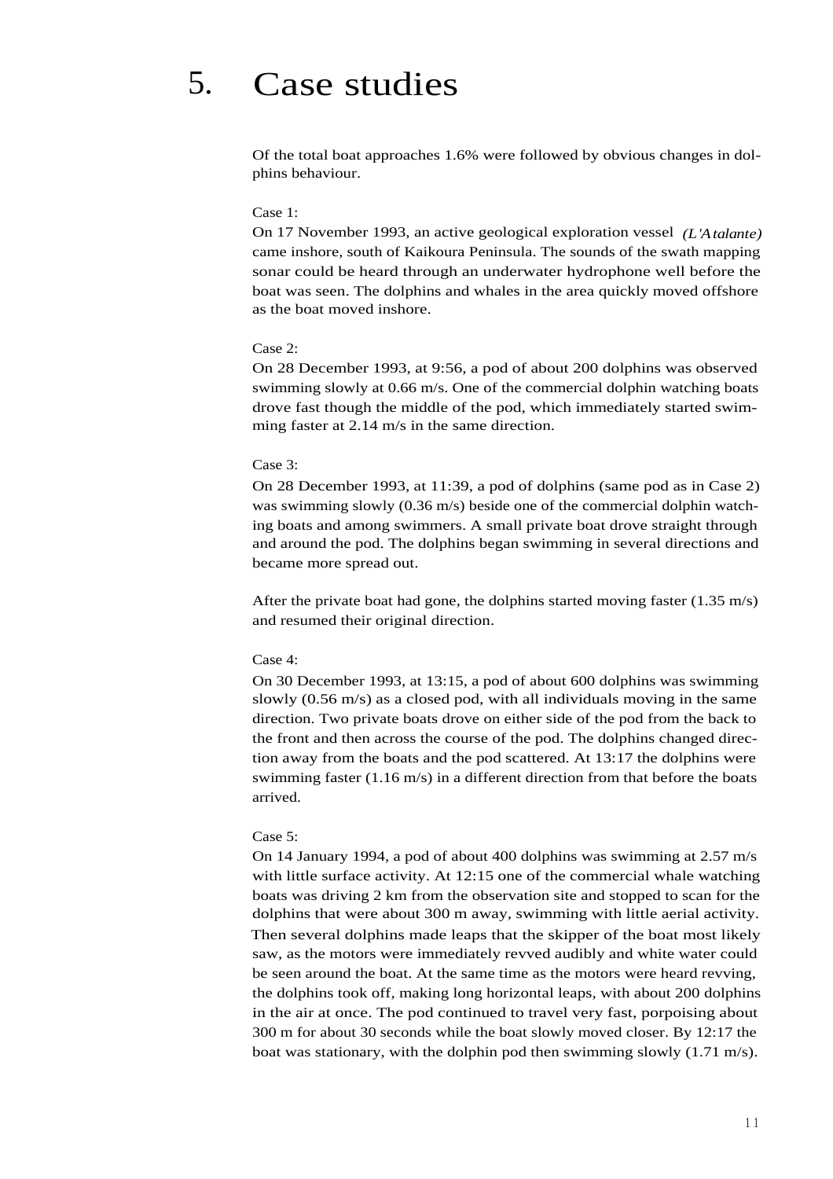# 5. Case studies

Of the total boat approaches 1.6% were followed by obvious changes in dolphins behaviour.

Case 1:

On 17 November 1993, an active geological exploration vessel *(L'Atalante)* came inshore, south of Kaikoura Peninsula. The sounds of the swath mapping sonar could be heard through an underwater hydrophone well before the boat was seen. The dolphins and whales in the area quickly moved offshore as the boat moved inshore.

Case 2:

On 28 December 1993, at 9:56, a pod of about 200 dolphins was observed swimming slowly at 0.66 m/s. One of the commercial dolphin watching boats drove fast though the middle of the pod, which immediately started swimming faster at 2.14 m/s in the same direction.

Case 3:

On 28 December 1993, at 11:39, a pod of dolphins (same pod as in Case 2) was swimming slowly (0.36 m/s) beside one of the commercial dolphin watching boats and among swimmers. A small private boat drove straight through and around the pod. The dolphins began swimming in several directions and became more spread out.

After the private boat had gone, the dolphins started moving faster (1.35 m/s) and resumed their original direction.

Case 4:

On 30 December 1993, at 13:15, a pod of about 600 dolphins was swimming slowly (0.56 m/s) as a closed pod, with all individuals moving in the same direction. Two private boats drove on either side of the pod from the back to the front and then across the course of the pod. The dolphins changed direction away from the boats and the pod scattered. At 13:17 the dolphins were swimming faster (1.16 m/s) in a different direction from that before the boats arrived.

Case 5:

On 14 January 1994, a pod of about 400 dolphins was swimming at 2.57 m/s with little surface activity. At 12:15 one of the commercial whale watching boats was driving 2 km from the observation site and stopped to scan for the dolphins that were about 300 m away, swimming with little aerial activity. Then several dolphins made leaps that the skipper of the boat most likely saw, as the motors were immediately revved audibly and white water could be seen around the boat. At the same time as the motors were heard revving, the dolphins took off, making long horizontal leaps, with about 200 dolphins in the air at once. The pod continued to travel very fast, porpoising about 300 m for about 30 seconds while the boat slowly moved closer. By 12:17 the boat was stationary, with the dolphin pod then swimming slowly (1.71 m/s).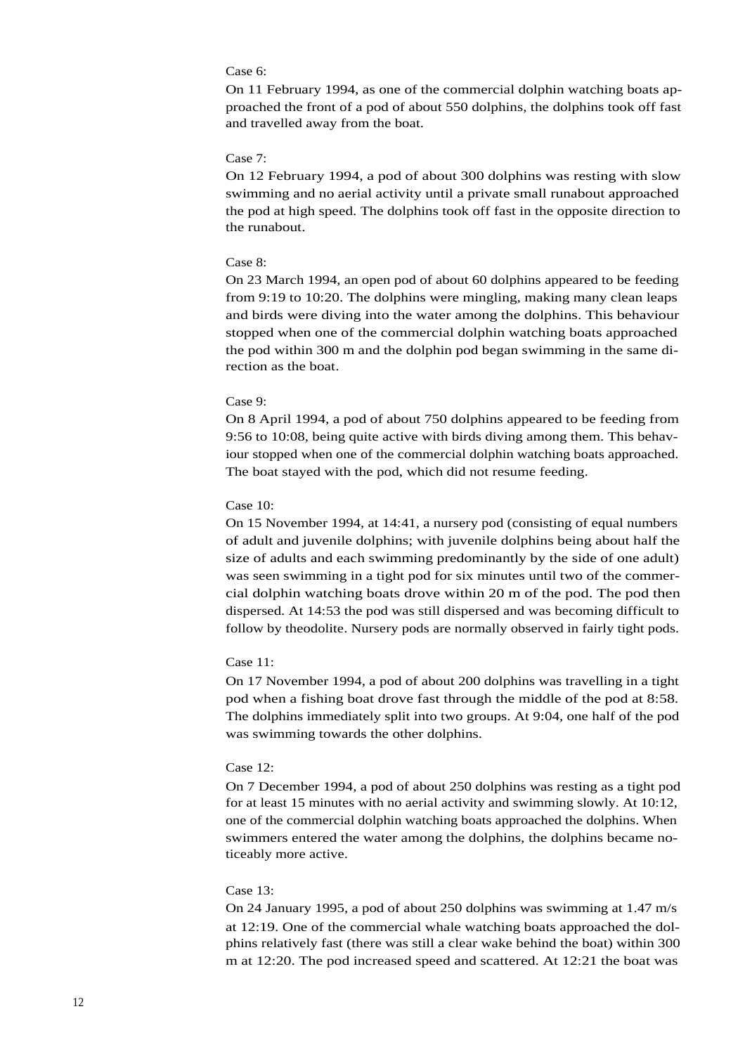Case 6:

On 11 February 1994, as one of the commercial dolphin watching boats approached the front of a pod of about 550 dolphins, the dolphins took off fast and travelled away from the boat.

Case 7:

On 12 February 1994, a pod of about 300 dolphins was resting with slow swimming and no aerial activity until a private small runabout approached the pod at high speed. The dolphins took off fast in the opposite direction to the runabout.

Case 8:

On 23 March 1994, an open pod of about 60 dolphins appeared to be feeding from 9:19 to 10:20. The dolphins were mingling, making many clean leaps and birds were diving into the water among the dolphins. This behaviour stopped when one of the commercial dolphin watching boats approached the pod within 300 m and the dolphin pod began swimming in the same direction as the boat.

Case 9:

On 8 April 1994, a pod of about 750 dolphins appeared to be feeding from 9:56 to 10:08, being quite active with birds diving among them. This behaviour stopped when one of the commercial dolphin watching boats approached. The boat stayed with the pod, which did not resume feeding.

Case 10:

On 15 November 1994, at 14:41, a nursery pod (consisting of equal numbers of adult and juvenile dolphins; with juvenile dolphins being about half the size of adults and each swimming predominantly by the side of one adult) was seen swimming in a tight pod for six minutes until two of the commercial dolphin watching boats drove within 20 m of the pod. The pod then dispersed. At 14:53 the pod was still dispersed and was becoming difficult to follow by theodolite. Nursery pods are normally observed in fairly tight pods.

Case 11:

On 17 November 1994, a pod of about 200 dolphins was travelling in a tight pod when a fishing boat drove fast through the middle of the pod at 8:58. The dolphins immediately split into two groups. At 9:04, one half of the pod was swimming towards the other dolphins.

Case 12:

On 7 December 1994, a pod of about 250 dolphins was resting as a tight pod for at least 15 minutes with no aerial activity and swimming slowly. At 10:12, one of the commercial dolphin watching boats approached the dolphins. When swimmers entered the water among the dolphins, the dolphins became noticeably more active.

Case 13:

On 24 January 1995, a pod of about 250 dolphins was swimming at 1.47 m/s at 12:19. One of the commercial whale watching boats approached the dolphins relatively fast (there was still a clear wake behind the boat) within 300 m at 12:20. The pod increased speed and scattered. At 12:21 the boat was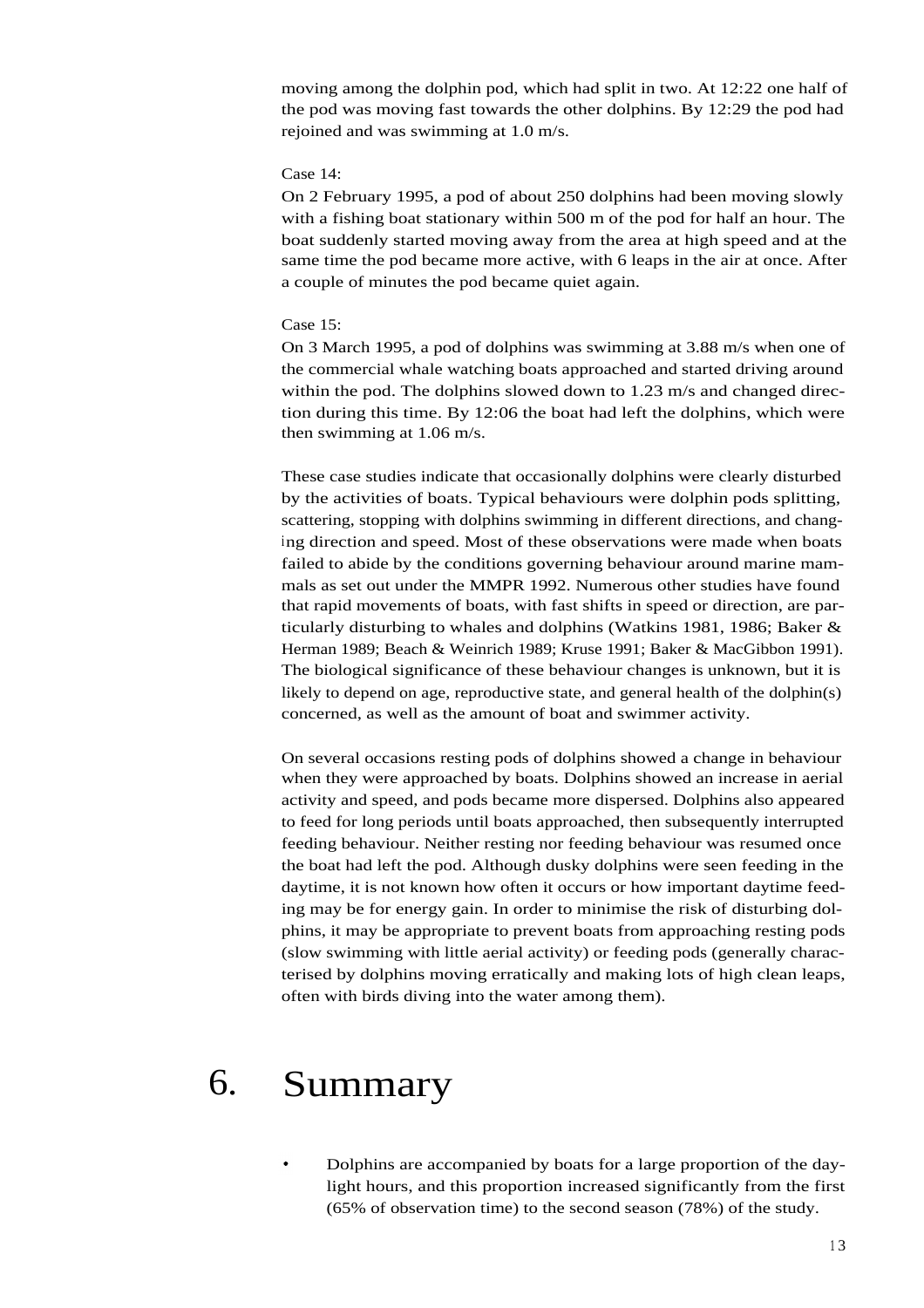moving among the dolphin pod, which had split in two. At 12:22 one half of the pod was moving fast towards the other dolphins. By 12:29 the pod had rejoined and was swimming at 1.0 m/s.

Case 14:

On 2 February 1995, a pod of about 250 dolphins had been moving slowly with a fishing boat stationary within 500 m of the pod for half an hour. The boat suddenly started moving away from the area at high speed and at the same time the pod became more active, with 6 leaps in the air at once. After a couple of minutes the pod became quiet again.

Case 15:

On 3 March 1995, a pod of dolphins was swimming at 3.88 m/s when one of the commercial whale watching boats approached and started driving around within the pod. The dolphins slowed down to 1.23 m/s and changed direction during this time. By 12:06 the boat had left the dolphins, which were then swimming at 1.06 m/s.

These case studies indicate that occasionally dolphins were clearly disturbed by the activities of boats. Typical behaviours were dolphin pods splitting, scattering, stopping with dolphins swimming in different directions, and changing direction and speed. Most of these observations were made when boats failed to abide by the conditions governing behaviour around marine mammals as set out under the MMPR 1992. Numerous other studies have found that rapid movements of boats, with fast shifts in speed or direction, are particularly disturbing to whales and dolphins (Watkins 1981, 1986; Baker & Herman 1989; Beach & Weinrich 1989; Kruse 1991; Baker & MacGibbon 1991). The biological significance of these behaviour changes is unknown, but it is likely to depend on age, reproductive state, and general health of the dolphin(s) concerned, as well as the amount of boat and swimmer activity.

On several occasions resting pods of dolphins showed a change in behaviour when they were approached by boats. Dolphins showed an increase in aerial activity and speed, and pods became more dispersed. Dolphins also appeared to feed for long periods until boats approached, then subsequently interrupted feeding behaviour. Neither resting nor feeding behaviour was resumed once the boat had left the pod. Although dusky dolphins were seen feeding in the daytime, it is not known how often it occurs or how important daytime feeding may be for energy gain. In order to minimise the risk of disturbing dolphins, it may be appropriate to prevent boats from approaching resting pods (slow swimming with little aerial activity) or feeding pods (generally characterised by dolphins moving erratically and making lots of high clean leaps, often with birds diving into the water among them).

# 6. Summary

- Dolphins are accompanied by boats for a large proportion of the daylight hours, and this proportion increased significantly from the first (65% of observation time) to the second season (78%) of the study.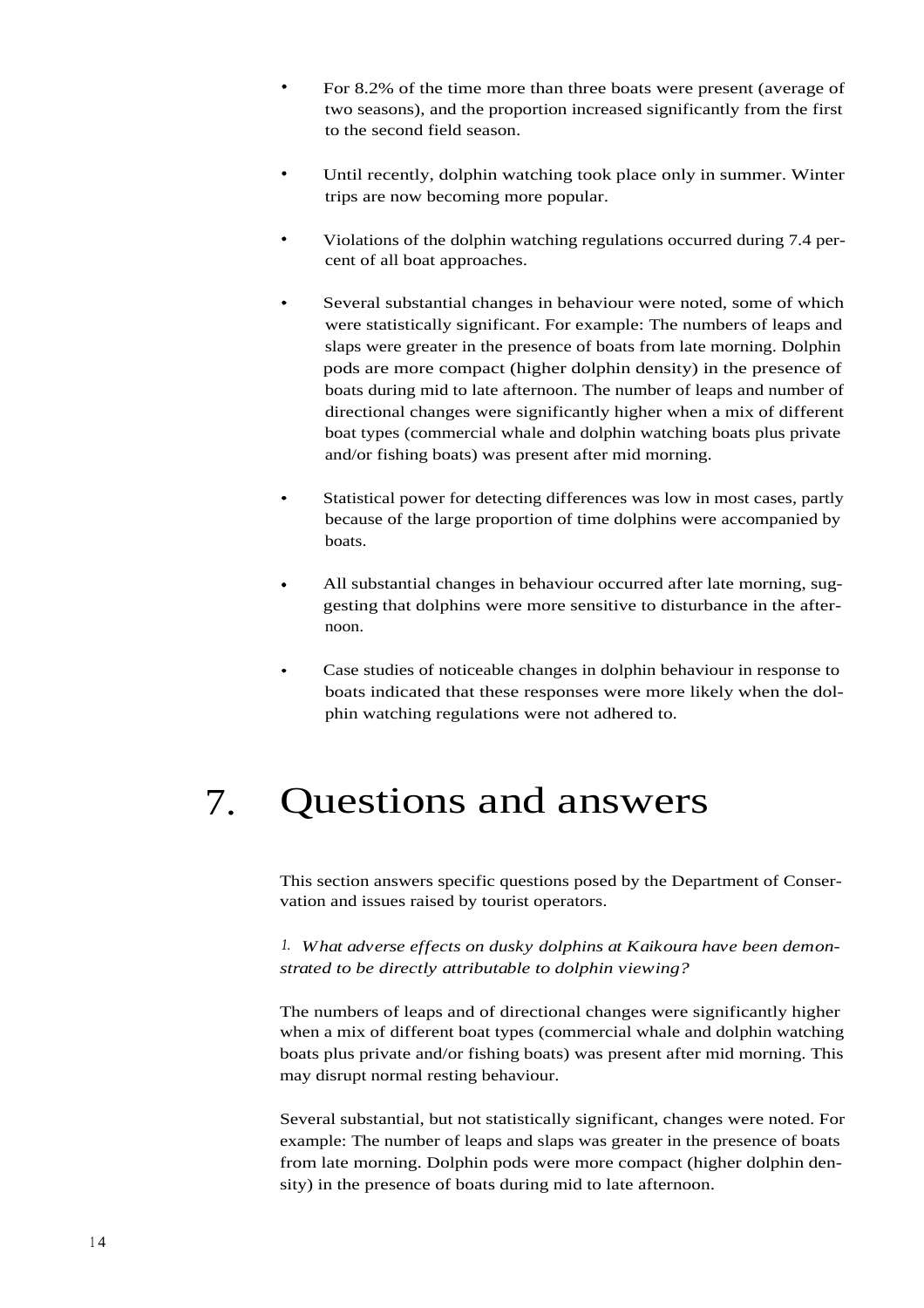- For 8.2% of the time more than three boats were present (average of two seasons), and the proportion increased significantly from the first to the second field season.

- Until recently, dolphin watching took place only in summer. Winter trips are now becoming more popular.

- Violations of the dolphin watching regulations occurred during 7.4 percent of all boat approaches.

- Several substantial changes in behaviour were noted, some of which were statistically significant. For example: The numbers of leaps and slaps were greater in the presence of boats from late morning. Dolphin pods are more compact (higher dolphin density) in the presence of boats during mid to late afternoon. The number of leaps and number of directional changes were significantly higher when a mix of different boat types (commercial whale and dolphin watching boats plus private and/or fishing boats) was present after mid morning.

- Statistical power for detecting differences was low in most cases, partly because of the large proportion of time dolphins were accompanied by boats.

- All substantial changes in behaviour occurred after late morning, suggesting that dolphins were more sensitive to disturbance in the afternoon.

- Case studies of noticeable changes in dolphin behaviour in response to boats indicated that these responses were more likely when the dolphin watching regulations were not adhered to.

# 7. Questions and answers

This section answers specific questions posed by the Department of Conservation and issues raised by tourist operators.

*1. What adverse effects on dusky dolphins at Kaikoura have been demonstrated to be directly attributable to dolphin viewing?*

The numbers of leaps and of directional changes were significantly higher when a mix of different boat types (commercial whale and dolphin watching boats plus private and/or fishing boats) was present after mid morning. This may disrupt normal resting behaviour.

Several substantial, but not statistically significant, changes were noted. For example: The number of leaps and slaps was greater in the presence of boats from late morning. Dolphin pods were more compact (higher dolphin density) in the presence of boats during mid to late afternoon.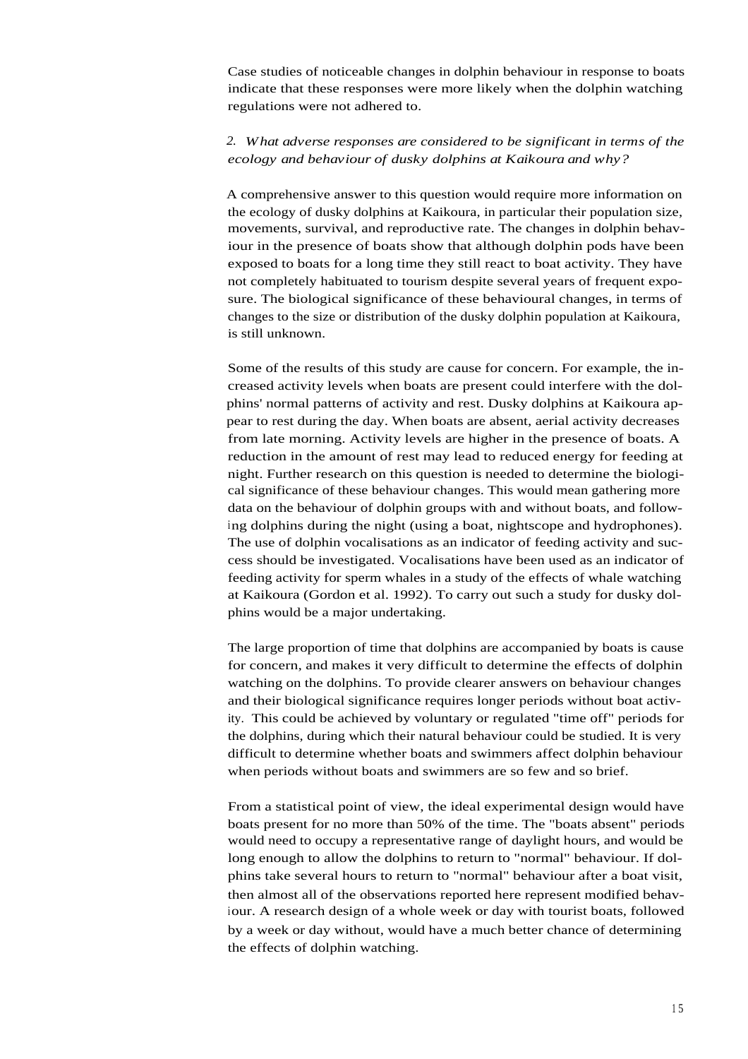Case studies of noticeable changes in dolphin behaviour in response to boats indicate that these responses were more likely when the dolphin watching regulations were not adhered to.

*2. What adverse responses are considered to be significant in terms of the ecology and behaviour of dusky dolphins at Kaikoura and why?*

A comprehensive answer to this question would require more information on the ecology of dusky dolphins at Kaikoura, in particular their population size, movements, survival, and reproductive rate. The changes in dolphin behaviour in the presence of boats show that although dolphin pods have been exposed to boats for a long time they still react to boat activity. They have not completely habituated to tourism despite several years of frequent exposure. The biological significance of these behavioural changes, in terms of changes to the size or distribution of the dusky dolphin population at Kaikoura, is still unknown.

Some of the results of this study are cause for concern. For example, the increased activity levels when boats are present could interfere with the dolphins' normal patterns of activity and rest. Dusky dolphins at Kaikoura appear to rest during the day. When boats are absent, aerial activity decreases from late morning. Activity levels are higher in the presence of boats. A reduction in the amount of rest may lead to reduced energy for feeding at night. Further research on this question is needed to determine the biological significance of these behaviour changes. This would mean gathering more data on the behaviour of dolphin groups with and without boats, and following dolphins during the night (using a boat, nightscope and hydrophones). The use of dolphin vocalisations as an indicator of feeding activity and success should be investigated. Vocalisations have been used as an indicator of feeding activity for sperm whales in a study of the effects of whale watching at Kaikoura (Gordon et al. 1992). To carry out such a study for dusky dolphins would be a major undertaking.

The large proportion of time that dolphins are accompanied by boats is cause for concern, and makes it very difficult to determine the effects of dolphin watching on the dolphins. To provide clearer answers on behaviour changes and their biological significance requires longer periods without boat activity. This could be achieved by voluntary or regulated "time off" periods for the dolphins, during which their natural behaviour could be studied. It is very difficult to determine whether boats and swimmers affect dolphin behaviour when periods without boats and swimmers are so few and so brief.

From a statistical point of view, the ideal experimental design would have boats present for no more than 50% of the time. The "boats absent" periods would need to occupy a representative range of daylight hours, and would be long enough to allow the dolphins to return to "normal" behaviour. If dolphins take several hours to return to "normal" behaviour after a boat visit, then almost all of the observations reported here represent modified behaviour. A research design of a whole week or day with tourist boats, followed by a week or day without, would have a much better chance of determining the effects of dolphin watching.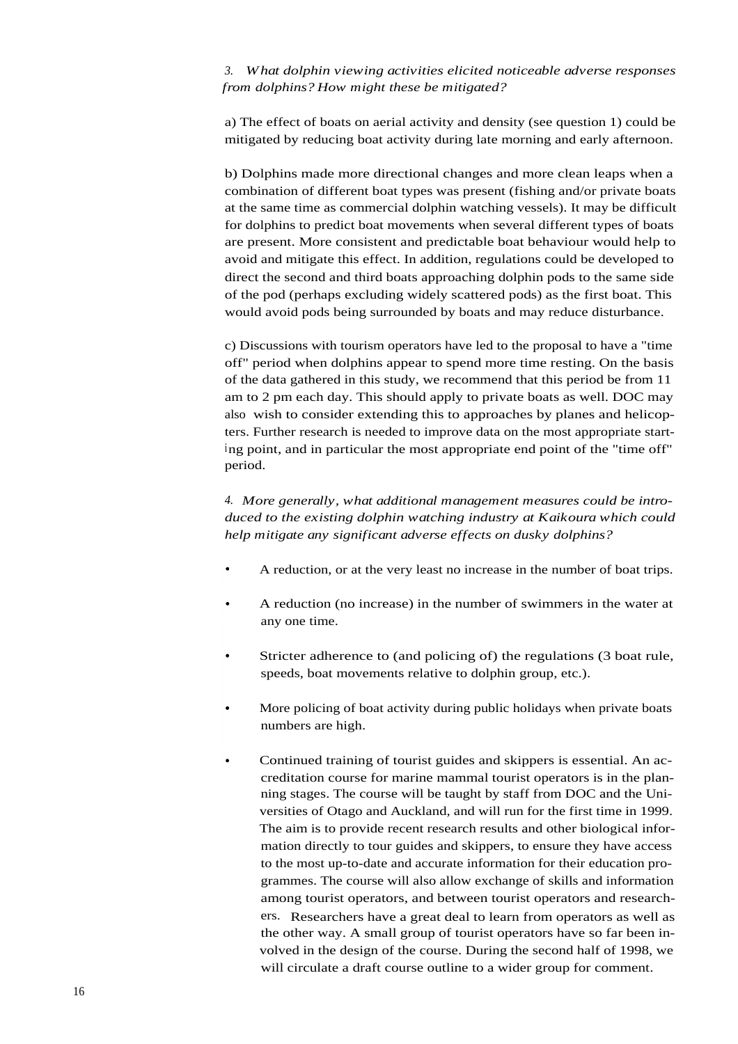*3. What dolphin viewing activities elicited noticeable adverse responses from dolphins? How might these be mitigated?*

a) The effect of boats on aerial activity and density (see question 1) could be mitigated by reducing boat activity during late morning and early afternoon.

b) Dolphins made more directional changes and more clean leaps when a combination of different boat types was present (fishing and/or private boats at the same time as commercial dolphin watching vessels). It may be difficult for dolphins to predict boat movements when several different types of boats are present. More consistent and predictable boat behaviour would help to avoid and mitigate this effect. In addition, regulations could be developed to direct the second and third boats approaching dolphin pods to the same side of the pod (perhaps excluding widely scattered pods) as the first boat. This would avoid pods being surrounded by boats and may reduce disturbance.

c) Discussions with tourism operators have led to the proposal to have a "time off" period when dolphins appear to spend more time resting. On the basis of the data gathered in this study, we recommend that this period be from 11 am to 2 pm each day. This should apply to private boats as well. DOC may also wish to consider extending this to approaches by planes and helicopters. Further research is needed to improve data on the most appropriate starting point, and in particular the most appropriate end point of the "time off" period.

*4. More generally, what additional management measures could be introduced to the existing dolphin watching industry at Kaikoura which could help mitigate any significant adverse effects on dusky dolphins?*

- A reduction, or at the very least no increase in the number of boat trips.
- A reduction (no increase) in the number of swimmers in the water at any one time.
- Stricter adherence to (and policing of) the regulations (3 boat rule, speeds, boat movements relative to dolphin group, etc.).
- More policing of boat activity during public holidays when private boats numbers are high.
- Continued training of tourist guides and skippers is essential. An accreditation course for marine mammal tourist operators is in the planning stages. The course will be taught by staff from DOC and the Universities of Otago and Auckland, and will run for the first time in 1999. The aim is to provide recent research results and other biological information directly to tour guides and skippers, to ensure they have access to the most up-to-date and accurate information for their education programmes. The course will also allow exchange of skills and information among tourist operators, and between tourist operators and researchers. Researchers have a great deal to learn from operators as well as the other way. A small group of tourist operators have so far been involved in the design of the course. During the second half of 1998, we will circulate a draft course outline to a wider group for comment.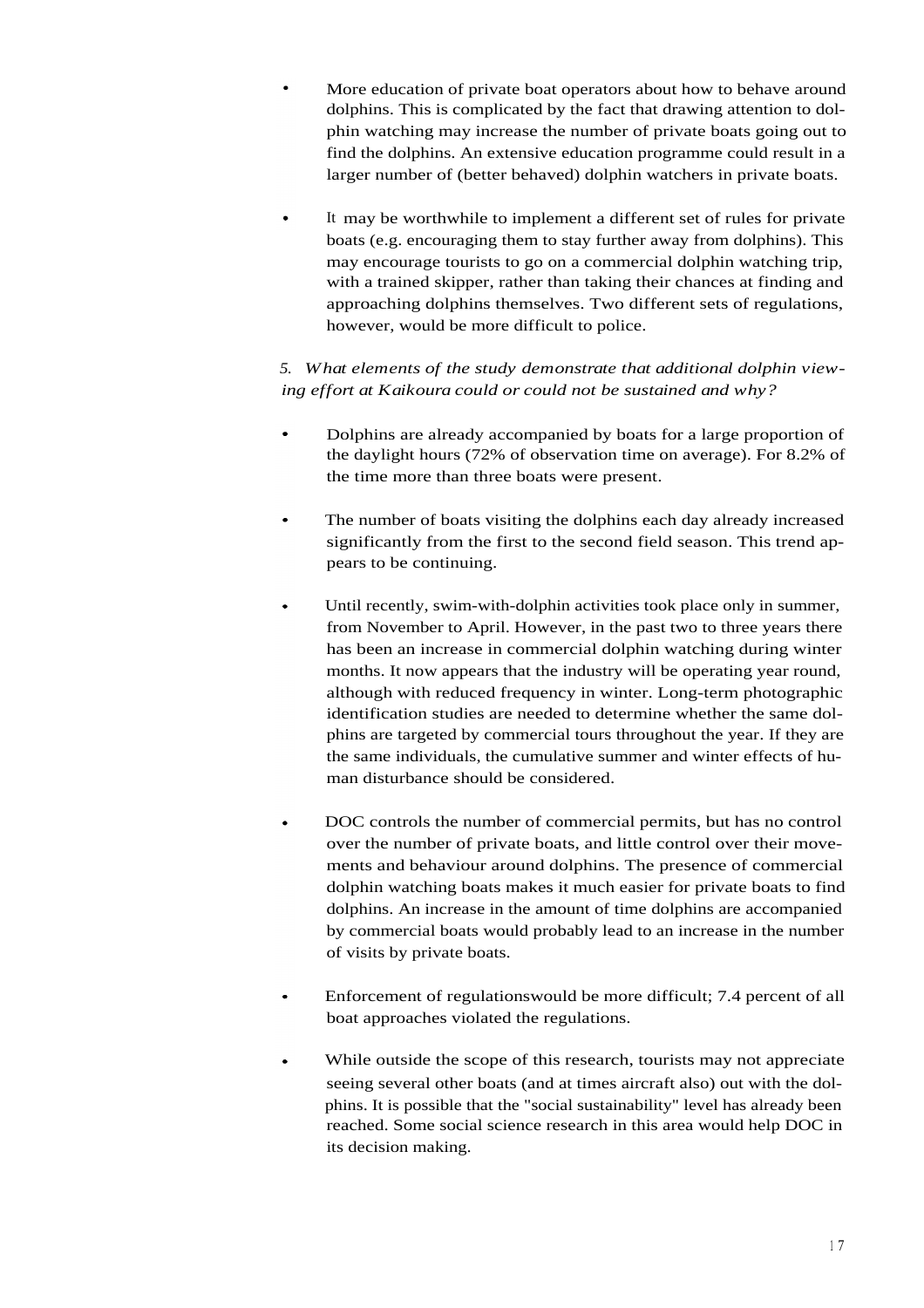- More education of private boat operators about how to behave around dolphins. This is complicated by the fact that drawing attention to dolphin watching may increase the number of private boats going out to find the dolphins. An extensive education programme could result in a larger number of (better behaved) dolphin watchers in private boats.

- It may be worthwhile to implement a different set of rules for private boats (e.g. encouraging them to stay further away from dolphins). This may encourage tourists to go on a commercial dolphin watching trip, with a trained skipper, rather than taking their chances at finding and approaching dolphins themselves. Two different sets of regulations, however, would be more difficult to police.

*5. What elements of the study demonstrate that additional dolphin viewing effort at Kaikoura could or could not be sustained and why?*

- Dolphins are already accompanied by boats for a large proportion of the daylight hours (72% of observation time on average). For 8.2% of the time more than three boats were present.

- The number of boats visiting the dolphins each day already increased significantly from the first to the second field season. This trend appears to be continuing.

- Until recently, swim-with-dolphin activities took place only in summer, from November to April. However, in the past two to three years there has been an increase in commercial dolphin watching during winter months. It now appears that the industry will be operating year round, although with reduced frequency in winter. Long-term photographic identification studies are needed to determine whether the same dolphins are targeted by commercial tours throughout the year. If they are the same individuals, the cumulative summer and winter effects of human disturbance should be considered.

- DOC controls the number of commercial permits, but has no control over the number of private boats, and little control over their movements and behaviour around dolphins. The presence of commercial dolphin watching boats makes it much easier for private boats to find dolphins. An increase in the amount of time dolphins are accompanied by commercial boats would probably lead to an increase in the number of visits by private boats.

- Enforcement of regulationswould be more difficult; 7.4 percent of all boat approaches violated the regulations.

- While outside the scope of this research, tourists may not appreciate seeing several other boats (and at times aircraft also) out with the dolphins. It is possible that the "social sustainability" level has already been reached. Some social science research in this area would help DOC in its decision making.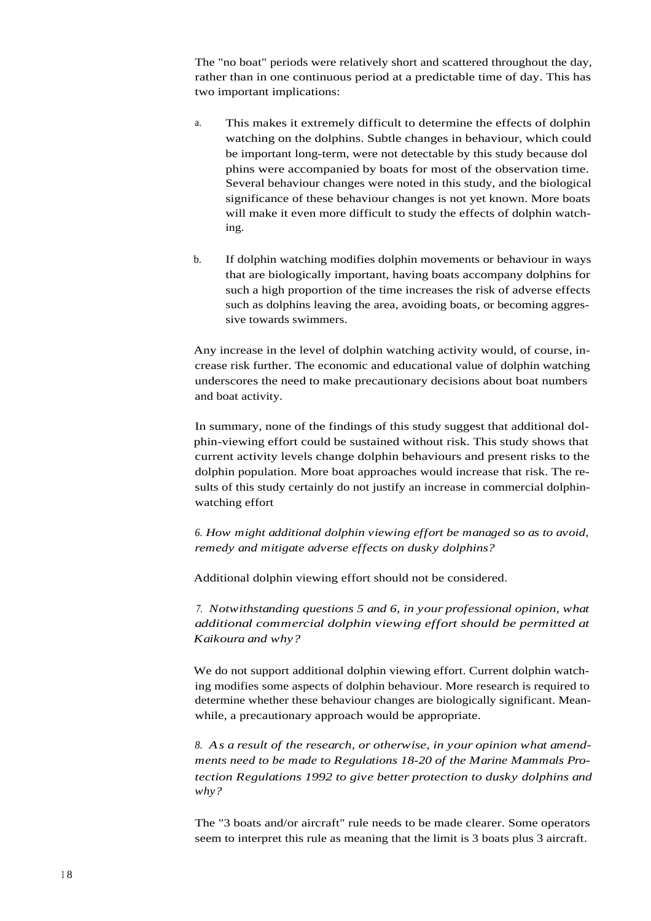The "no boat" periods were relatively short and scattered throughout the day, rather than in one continuous period at a predictable time of day. This has two important implications:

a. This makes it extremely difficult to determine the effects of dolphin watching on the dolphins. Subtle changes in behaviour, which could be important long-term, were not detectable by this study because dolphins were accompanied by boats for most of the observation time. Several behaviour changes were noted in this study, and the biological significance of these behaviour changes is not yet known. More boats will make it even more difficult to study the effects of dolphin watching.

b. If dolphin watching modifies dolphin movements or behaviour in ways that are biologically important, having boats accompany dolphins for such a high proportion of the time increases the risk of adverse effects such as dolphins leaving the area, avoiding boats, or becoming aggressive towards swimmers.

Any increase in the level of dolphin watching activity would, of course, increase risk further. The economic and educational value of dolphin watching underscores the need to make precautionary decisions about boat numbers and boat activity.

In summary, none of the findings of this study suggest that additional dolphin-viewing effort could be sustained without risk. This study shows that current activity levels change dolphin behaviours and present risks to the dolphin population. More boat approaches would increase that risk. The results of this study certainly do not justify an increase in commercial dolphin-watching effort

*6. How might additional dolphin viewing effort be managed so as to avoid, remedy and mitigate adverse effects on dusky dolphins?*

Additional dolphin viewing effort should not be considered.

*7. Notwithstanding questions 5 and 6, in your professional opinion, what additional commercial dolphin viewing effort should be permitted at Kaikoura and why?*

We do not support additional dolphin viewing effort. Current dolphin watching modifies some aspects of dolphin behaviour. More research is required to determine whether these behaviour changes are biologically significant. Meanwhile, a precautionary approach would be appropriate.

*8. As a result of the research, or otherwise, in your opinion what amendments need to be made to Regulations 18-20 of the Marine Mammals Protection Regulations 1992 to give better protection to dusky dolphins and why?*

The "3 boats and/or aircraft" rule needs to be made clearer. Some operators seem to interpret this rule as meaning that the limit is 3 boats plus 3 aircraft.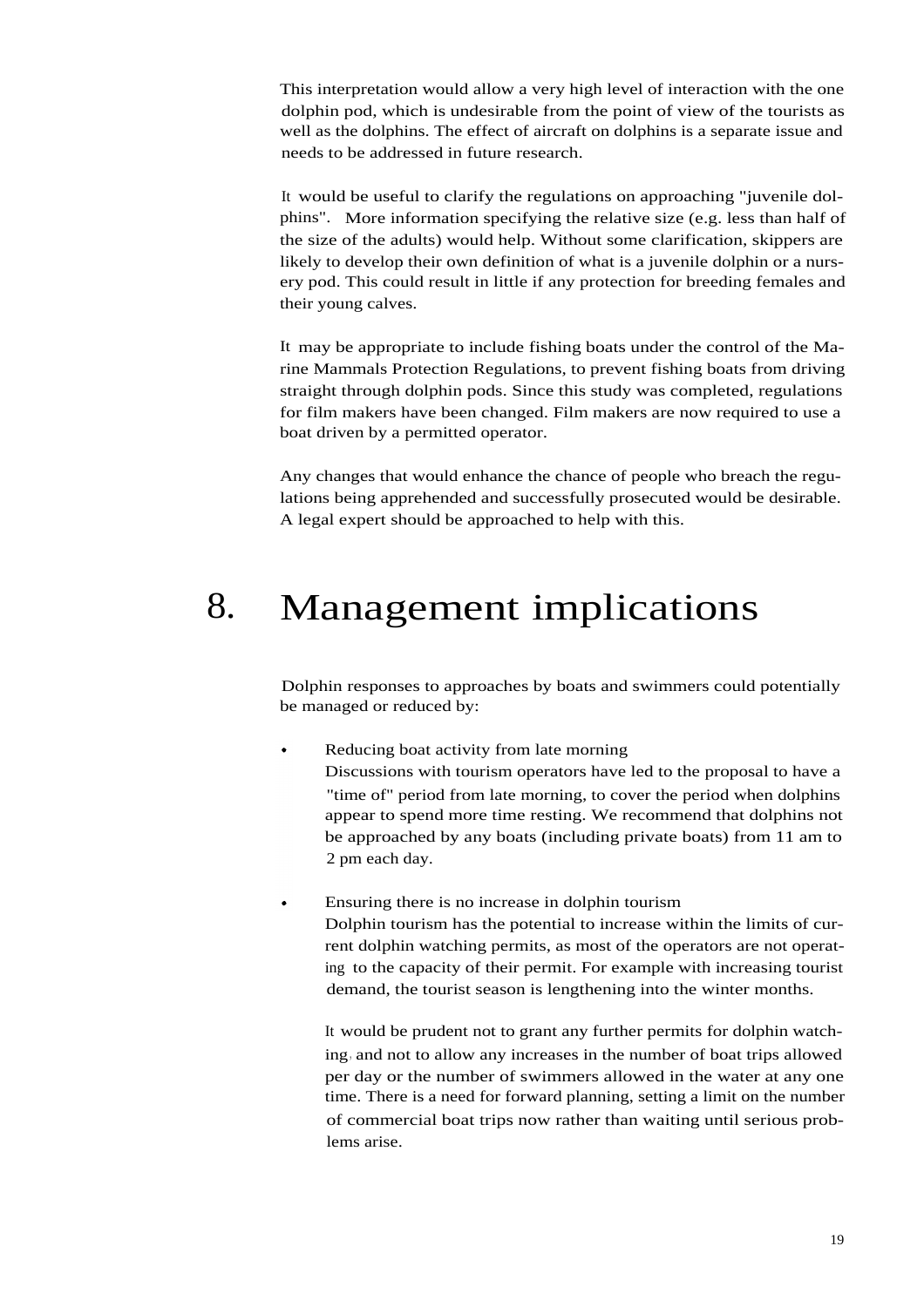This interpretation would allow a very high level of interaction with the one dolphin pod, which is undesirable from the point of view of the tourists as well as the dolphins. The effect of aircraft on dolphins is a separate issue and needs to be addressed in future research.

It would be useful to clarify the regulations on approaching "juvenile dolphins". More information specifying the relative size (e.g. less than half of the size of the adults) would help. Without some clarification, skippers are likely to develop their own definition of what is a juvenile dolphin or a nursery pod. This could result in little if any protection for breeding females and their young calves.

It may be appropriate to include fishing boats under the control of the Marine Mammals Protection Regulations, to prevent fishing boats from driving straight through dolphin pods. Since this study was completed, regulations for film makers have been changed. Film makers are now required to use a boat driven by a permitted operator.

Any changes that would enhance the chance of people who breach the regulations being apprehended and successfully prosecuted would be desirable. A legal expert should be approached to help with this.

# 8. Management implications

Dolphin responses to approaches by boats and swimmers could potentially be managed or reduced by:

- Reducing boat activity from late morning
  Discussions with tourism operators have led to the proposal to have a "time of" period from late morning, to cover the period when dolphins appear to spend more time resting. We recommend that dolphins not be approached by any boats (including private boats) from 11 am to 2 pm each day.

- Ensuring there is no increase in dolphin tourism
  Dolphin tourism has the potential to increase within the limits of current dolphin watching permits, as most of the operators are not operating to the capacity of their permit. For example with increasing tourist demand, the tourist season is lengthening into the winter months.

  It would be prudent not to grant any further permits for dolphin watching, and not to allow any increases in the number of boat trips allowed per day or the number of swimmers allowed in the water at any one time. There is a need for forward planning, setting a limit on the number of commercial boat trips now rather than waiting until serious problems arise.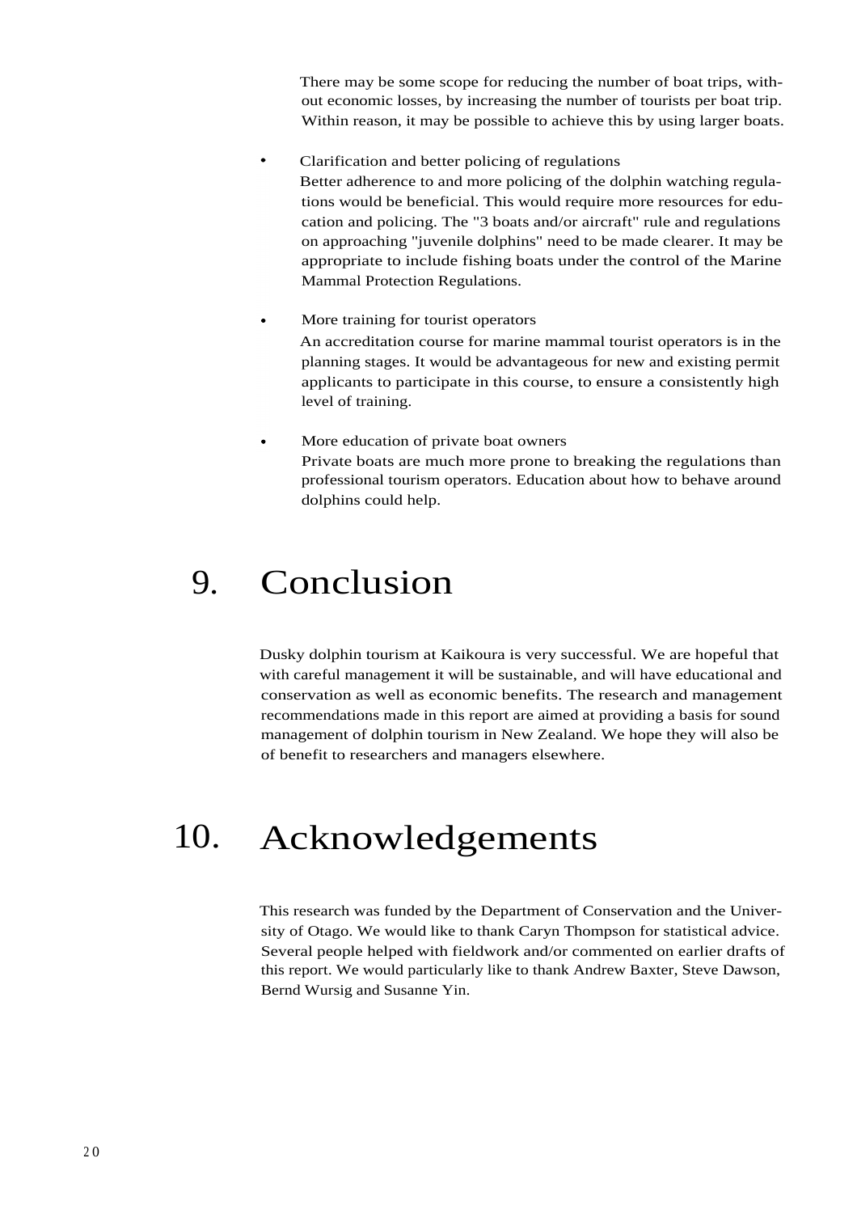There may be some scope for reducing the number of boat trips, without economic losses, by increasing the number of tourists per boat trip. Within reason, it may be possible to achieve this by using larger boats.

- Clarification and better policing of regulations

  Better adherence to and more policing of the dolphin watching regulations would be beneficial. This would require more resources for education and policing. The "3 boats and/or aircraft" rule and regulations on approaching "juvenile dolphins" need to be made clearer. It may be appropriate to include fishing boats under the control of the Marine Mammal Protection Regulations.

- More training for tourist operators

  An accreditation course for marine mammal tourist operators is in the planning stages. It would be advantageous for new and existing permit applicants to participate in this course, to ensure a consistently high level of training.

- More education of private boat owners

  Private boats are much more prone to breaking the regulations than professional tourism operators. Education about how to behave around dolphins could help.

# 9. Conclusion

Dusky dolphin tourism at Kaikoura is very successful. We are hopeful that with careful management it will be sustainable, and will have educational and conservation as well as economic benefits. The research and management recommendations made in this report are aimed at providing a basis for sound management of dolphin tourism in New Zealand. We hope they will also be of benefit to researchers and managers elsewhere.

# 10. Acknowledgements

This research was funded by the Department of Conservation and the University of Otago. We would like to thank Caryn Thompson for statistical advice. Several people helped with fieldwork and/or commented on earlier drafts of this report. We would particularly like to thank Andrew Baxter, Steve Dawson, Bernd Wursig and Susanne Yin.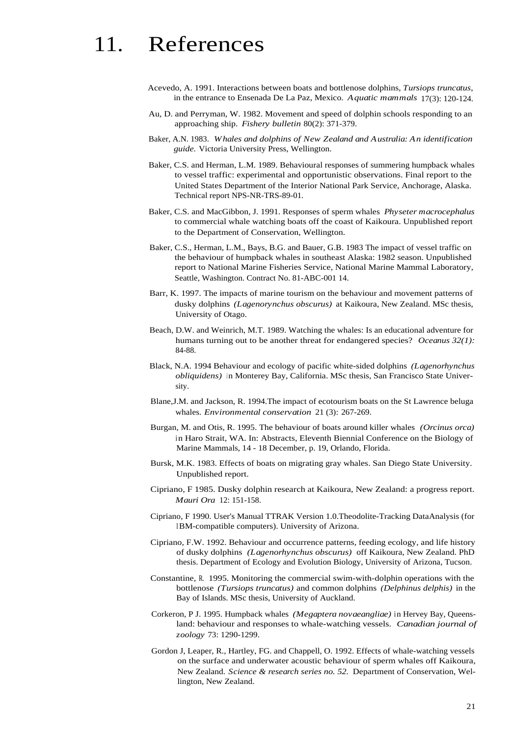# 11. References

Acevedo, A. 1991. Interactions between boats and bottlenose dolphins, *Tursiops truncatus,* in the entrance to Ensenada De La Paz, Mexico. *Aquatic mammals* 17(3): 120-124.

Au, D. and Perryman, W. 1982. Movement and speed of dolphin schools responding to an approaching ship. *Fishery bulletin* 80(2): 371-379.

Baker, A.N. 1983. *Whales and dolphins of New Zealand and Australia: An identification guide.* Victoria University Press, Wellington.

Baker, C.S. and Herman, L.M. 1989. Behavioural responses of summering humpback whales to vessel traffic: experimental and opportunistic observations. Final report to the United States Department of the Interior National Park Service, Anchorage, Alaska. Technical report NPS-NR-TRS-89-01.

Baker, C.S. and MacGibbon, J. 1991. Responses of sperm whales *Physeter macrocephalus* to commercial whale watching boats off the coast of Kaikoura. Unpublished report to the Department of Conservation, Wellington.

Baker, C.S., Herman, L.M., Bays, B.G. and Bauer, G.B. 1983 The impact of vessel traffic on the behaviour of humpback whales in southeast Alaska: 1982 season. Unpublished report to National Marine Fisheries Service, National Marine Mammal Laboratory, Seattle, Washington. Contract No. 81-ABC-001 14.

Barr, K. 1997. The impacts of marine tourism on the behaviour and movement patterns of dusky dolphins *(Lagenorynchus obscurus)* at Kaikoura, New Zealand. MSc thesis, University of Otago.

Beach, D.W. and Weinrich, M.T. 1989. Watching the whales: Is an educational adventure for humans turning out to be another threat for endangered species? *Oceanus 32(1):* 84-88.

Black, N.A. 1994 Behaviour and ecology of pacific white-sided dolphins *(Lagenorhynchus obliquidens)* in Monterey Bay, California. MSc thesis, San Francisco State University.

Blane,J.M. and Jackson, R. 1994.The impact of ecotourism boats on the St Lawrence beluga whales. *Environmental conservation* 21 (3): 267-269.

Burgan, M. and Otis, R. 1995. The behaviour of boats around killer whales *(Orcinus orca)* in Haro Strait, WA. In: Abstracts, Eleventh Biennial Conference on the Biology of Marine Mammals, 14 - 18 December, p. 19, Orlando, Florida.

Bursk, M.K. 1983. Effects of boats on migrating gray whales. San Diego State University. Unpublished report.

Cipriano, F 1985. Dusky dolphin research at Kaikoura, New Zealand: a progress report. *Mauri Ora* 12: 151-158.

Cipriano, F 1990. User's Manual TTRAK Version 1.0.Theodolite-Tracking DataAnalysis (for IBM-compatible computers). University of Arizona.

Cipriano, F.W. 1992. Behaviour and occurrence patterns, feeding ecology, and life history of dusky dolphins *(Lagenorhynchus obscurus)* off Kaikoura, New Zealand. PhD thesis. Department of Ecology and Evolution Biology, University of Arizona, Tucson.

Constantine, R. 1995. Monitoring the commercial swim-with-dolphin operations with the bottlenose *(Tursiops truncatus)* and common dolphins *(Delphinus delphis)* in the Bay of Islands. MSc thesis, University of Auckland.

Corkeron, P J. 1995. Humpback whales *(Megaptera novaeangliae)* in Hervey Bay, Queensland: behaviour and responses to whale-watching vessels. *Canadian journal of zoology* 73: 1290-1299.

Gordon J, Leaper, R., Hartley, FG. and Chappell, O. 1992. Effects of whale-watching vessels on the surface and underwater acoustic behaviour of sperm whales off Kaikoura, New Zealand. *Science & research series no. 52.* Department of Conservation, Wellington, New Zealand.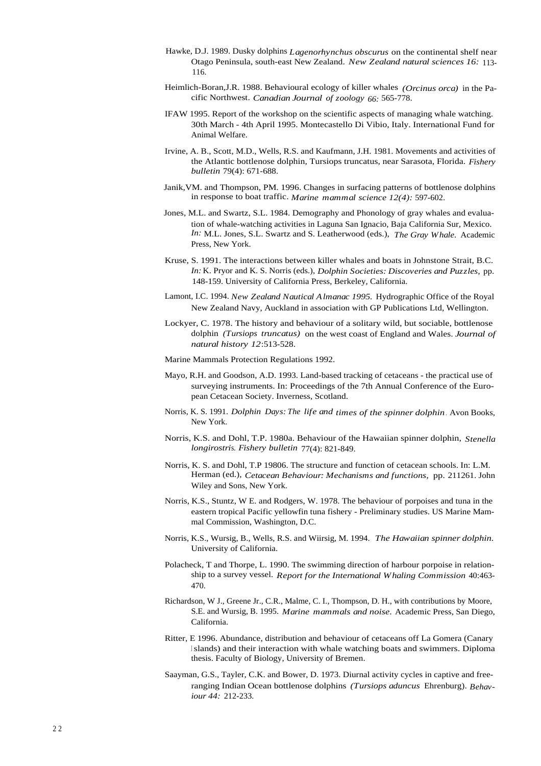Hawke, D.J. 1989. Dusky dolphins *Lagenorhynchus obscurus* on the continental shelf near Otago Peninsula, south-east New Zealand. *New Zealand natural sciences 16:* 113-116.

Heimlich-Boran,J.R. 1988. Behavioural ecology of killer whales *(Orcinus orca)* in the Pacific Northwest. *Canadian Journal of zoology 66:* 565-778.

IFAW 1995. Report of the workshop on the scientific aspects of managing whale watching. 30th March - 4th April 1995. Montecastello Di Vibio, Italy. International Fund for Animal Welfare.

Irvine, A. B., Scott, M.D., Wells, R.S. and Kaufmann, J.H. 1981. Movements and activities of the Atlantic bottlenose dolphin, Tursiops truncatus, near Sarasota, Florida. *Fishery bulletin* 79(4): 671-688.

Janik,VM. and Thompson, PM. 1996. Changes in surfacing patterns of bottlenose dolphins in response to boat traffic. *Marine mammal science 12(4):* 597-602.

Jones, M.L. and Swartz, S.L. 1984. Demography and Phonology of gray whales and evaluation of whale-watching activities in Laguna San Ignacio, Baja California Sur, Mexico. *In:* M.L. Jones, S.L. Swartz and S. Leatherwood (eds.), *The Gray Whale.* Academic Press, New York.

Kruse, S. 1991. The interactions between killer whales and boats in Johnstone Strait, B.C. *In:* K. Pryor and K. S. Norris (eds.), *Dolphin Societies: Discoveries and Puzzles,* pp. 148-159. University of California Press, Berkeley, California.

Lamont, I.C. 1994. *New Zealand Nautical Almanac 1995.* Hydrographic Office of the Royal New Zealand Navy, Auckland in association with GP Publications Ltd, Wellington.

Lockyer, C. 1978. The history and behaviour of a solitary wild, but sociable, bottlenose dolphin *(Tursiops truncatus)* on the west coast of England and Wales. *Journal of natural history 12*:513-528.

Marine Mammals Protection Regulations 1992.

Mayo, R.H. and Goodson, A.D. 1993. Land-based tracking of cetaceans - the practical use of surveying instruments. In: Proceedings of the 7th Annual Conference of the European Cetacean Society. Inverness, Scotland.

Norris, K. S. 1991. *Dolphin Days: The life and times of the spinner dolphin*. Avon Books, New York.

Norris, K.S. and Dohl, T.P. 1980a. Behaviour of the Hawaiian spinner dolphin, *Stenella longirostris. Fishery bulletin* 77(4): 821-849.

Norris, K. S. and Dohl, T.P 19806. The structure and function of cetacean schools. In: L.M. Herman (ed.), *Cetacean Behaviour: Mechanisms and functions,* pp. 211261. John Wiley and Sons, New York.

Norris, K.S., Stuntz, W E. and Rodgers, W. 1978. The behaviour of porpoises and tuna in the eastern tropical Pacific yellowfin tuna fishery - Preliminary studies. US Marine Mammal Commission, Washington, D.C.

Norris, K.S., Wursig, B., Wells, R.S. and Wiirsig, M. 1994. *The Hawaiian spinner dolphin.* University of California.

Polacheck, T and Thorpe, L. 1990. The swimming direction of harbour porpoise in relationship to a survey vessel. *Report for the International Whaling Commission* 40:463-470.

Richardson, W J., Greene Jr., C.R., Malme, C. I., Thompson, D. H., with contributions by Moore, S.E. and Wursig, B. 1995. *Marine mammals and noise.* Academic Press, San Diego, California.

Ritter, E 1996. Abundance, distribution and behaviour of cetaceans off La Gomera (Canary Islands) and their interaction with whale watching boats and swimmers. Diploma thesis. Faculty of Biology, University of Bremen.

Saayman, G.S., Tayler, C.K. and Bower, D. 1973. Diurnal activity cycles in captive and free-ranging Indian Ocean bottlenose dolphins *(Tursiops aduncus* Ehrenburg). *Behaviour 44:* 212-233.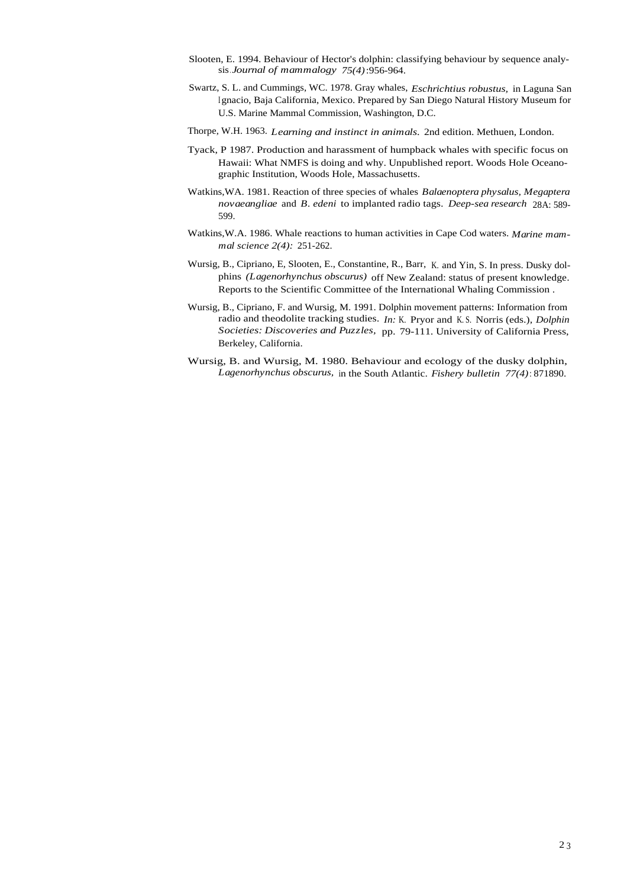Slooten, E. 1994. Behaviour of Hector's dolphin: classifying behaviour by sequence analysis. *Journal of mammalogy 75(4)*:956-964.

Swartz, S. L. and Cummings, WC. 1978. Gray whales, *Eschrichtius robustus*, in Laguna San Ignacio, Baja California, Mexico. Prepared by San Diego Natural History Museum for U.S. Marine Mammal Commission, Washington, D.C.

Thorpe, W.H. 1963. *Learning and instinct in animals.* 2nd edition. Methuen, London.

Tyack, P 1987. Production and harassment of humpback whales with specific focus on Hawaii: What NMFS is doing and why. Unpublished report. Woods Hole Oceanographic Institution, Woods Hole, Massachusetts.

Watkins,WA. 1981. Reaction of three species of whales *Balaenoptera physalus, Megaptera novaeangliae* and *B. edeni* to implanted radio tags. *Deep-sea research* 28A: 589-599.

Watkins,W.A. 1986. Whale reactions to human activities in Cape Cod waters. *Marine mammal science 2(4):* 251-262.

Wursig, B., Cipriano, E, Slooten, E., Constantine, R., Barr, K. and Yin, S. In press. Dusky dolphins *(Lagenorhynchus obscurus)* off New Zealand: status of present knowledge. Reports to the Scientific Committee of the International Whaling Commission .

Wursig, B., Cipriano, F. and Wursig, M. 1991. Dolphin movement patterns: Information from radio and theodolite tracking studies. *In:* K. Pryor and K.S. Norris (eds.), *Dolphin Societies: Discoveries and Puzzles,* pp. 79-111. University of California Press, Berkeley, California.

Wursig, B. and Wursig, M. 1980. Behaviour and ecology of the dusky dolphin, *Lagenorhynchus obscurus,* in the South Atlantic. *Fishery bulletin 77(4)*: 871890.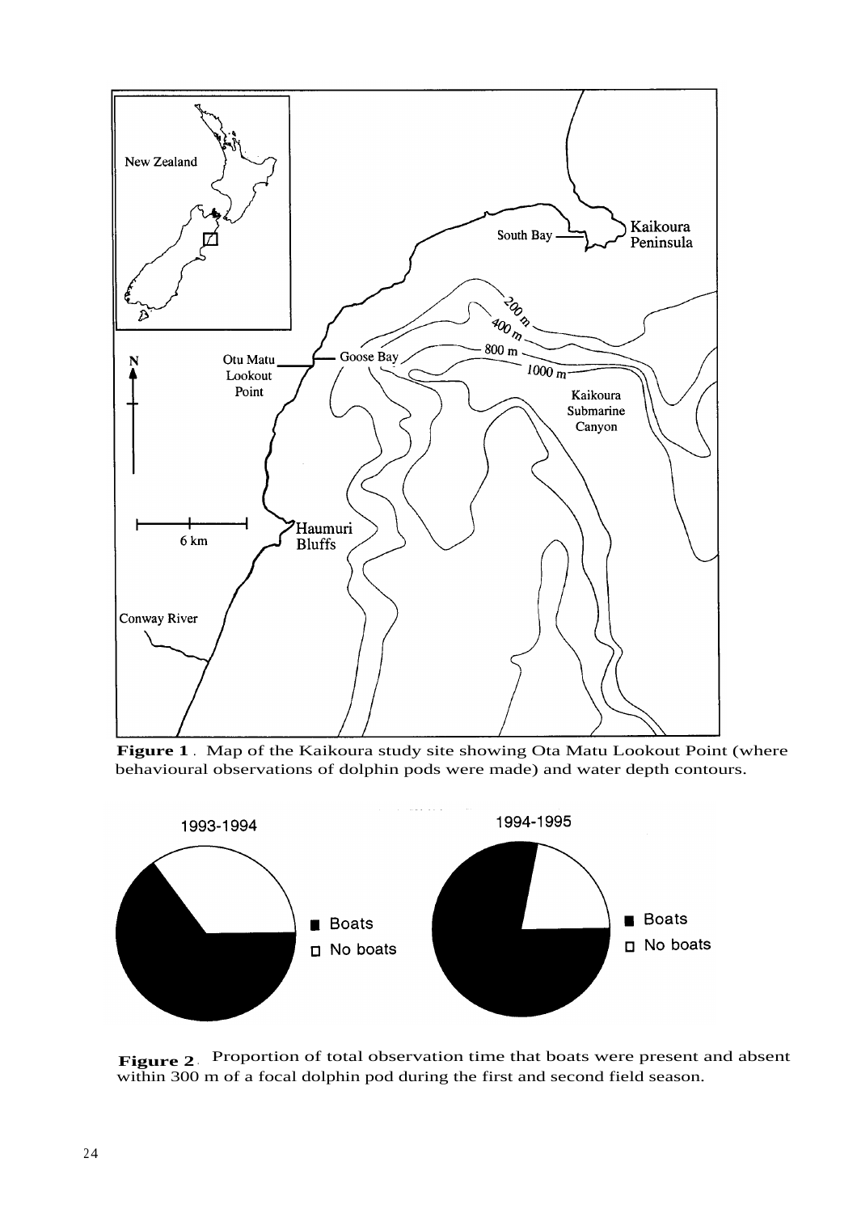**Figure 1**. Map of the Kaikoura study site showing Ota Matu Lookout Point (where behavioural observations of dolphin pods were made) and water depth contours.

**Figure 2**. Proportion of total observation time that boats were present and absent within 300 m of a focal dolphin pod during the first and second field season.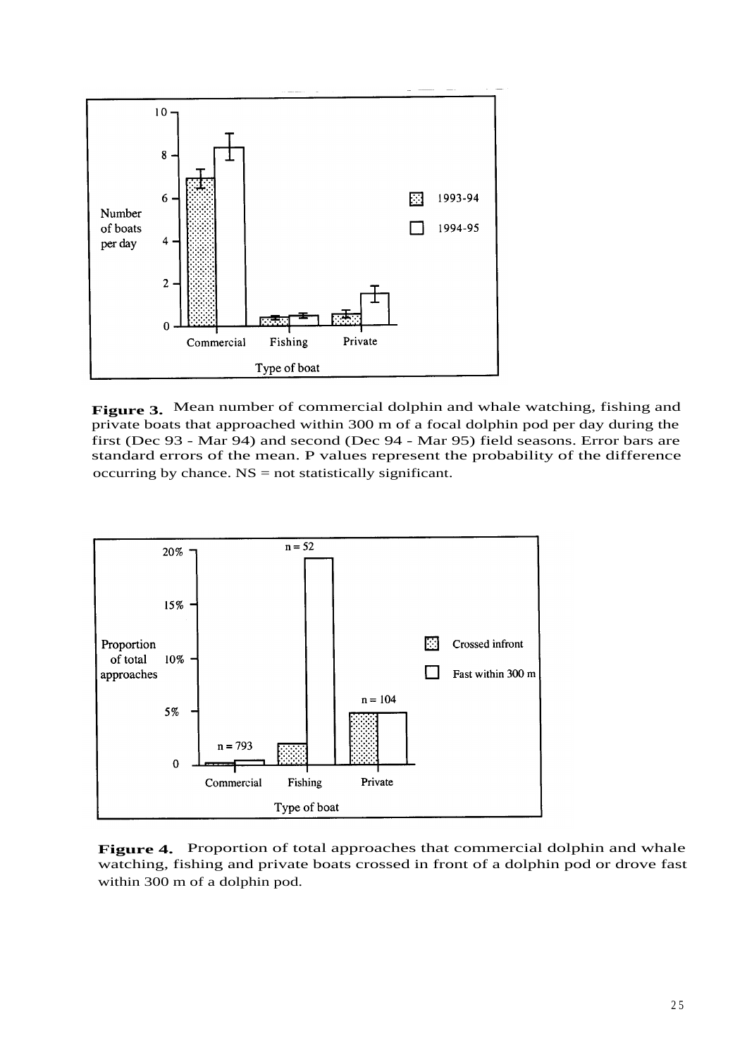**Figure 3.** Mean number of commercial dolphin and whale watching, fishing and private boats that approached within 300 m of a focal dolphin pod per day during the first (Dec 93 - Mar 94) and second (Dec 94 - Mar 95) field seasons. Error bars are standard errors of the mean. P values represent the probability of the difference occurring by chance. NS = not statistically significant.

**Figure 4.** Proportion of total approaches that commercial dolphin and whale watching, fishing and private boats crossed in front of a dolphin pod or drove fast within 300 m of a dolphin pod.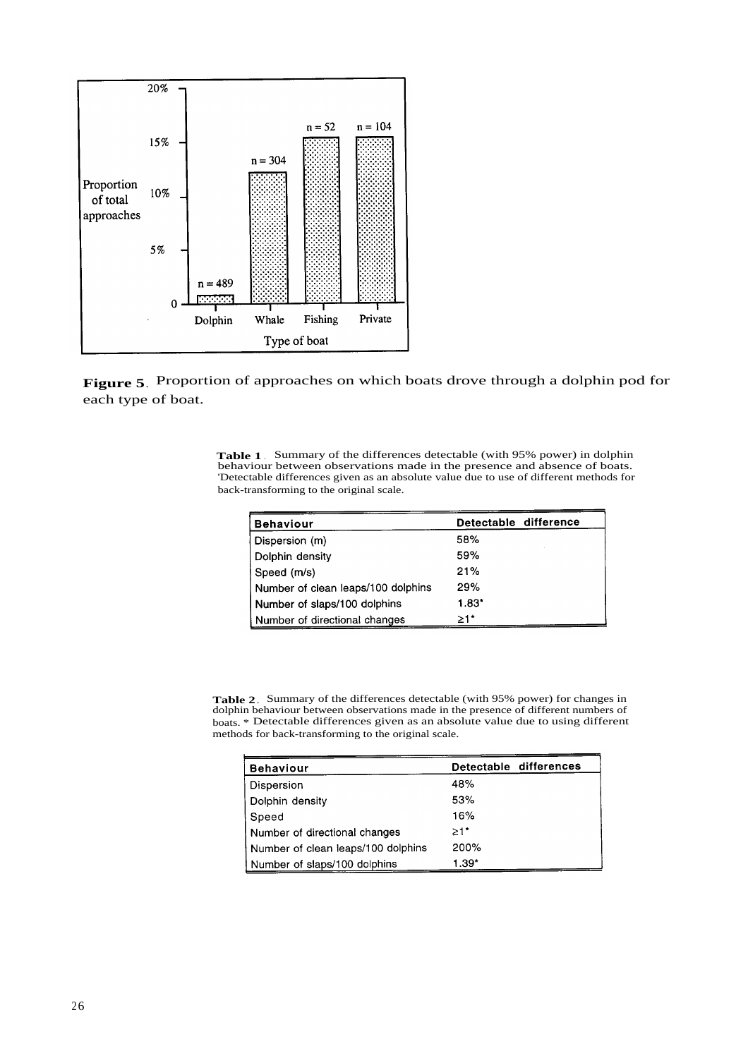**Figure 5**. Proportion of approaches on which boats drove through a dolphin pod for each type of boat.

**Table 1**. Summary of the differences detectable (with 95% power) in dolphin behaviour between observations made in the presence and absence of boats. 'Detectable differences given as an absolute value due to use of different methods for back-transforming to the original scale.

| Behaviour | Detectable difference |
|---|---|
| Dispersion (m) | 58% |
| Dolphin density | 59% |
| Speed (m/s) | 21% |
| Number of clean leaps/100 dolphins | 29% |
| Number of slaps/100 dolphins | 1.83* |
| Number of directional changes | ≥1* |

**Table 2**. Summary of the differences detectable (with 95% power) for changes in dolphin behaviour between observations made in the presence of different numbers of boats. * Detectable differences given as an absolute value due to using different methods for back-transforming to the original scale.

| Behaviour | Detectable differences |
|---|---|
| Dispersion | 48% |
| Dolphin density | 53% |
| Speed | 16% |
| Number of directional changes | ≥1* |
| Number of clean leaps/100 dolphins | 200% |
| Number of slaps/100 dolphins | 1.39* |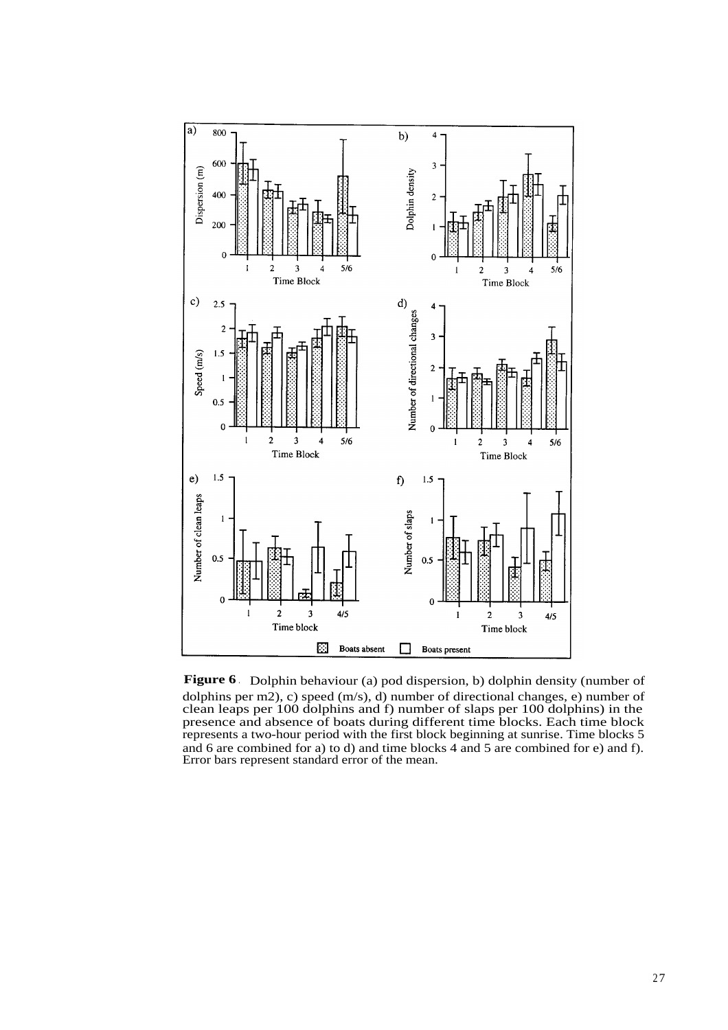**Figure 6**. Dolphin behaviour (a) pod dispersion, b) dolphin density (number of dolphins per m2), c) speed (m/s), d) number of directional changes, e) number of clean leaps per 100 dolphins and f) number of slaps per 100 dolphins) in the presence and absence of boats during different time blocks. Each time block represents a two-hour period with the first block beginning at sunrise. Time blocks 5 and 6 are combined for a) to d) and time blocks 4 and 5 are combined for e) and f). Error bars represent standard error of the mean.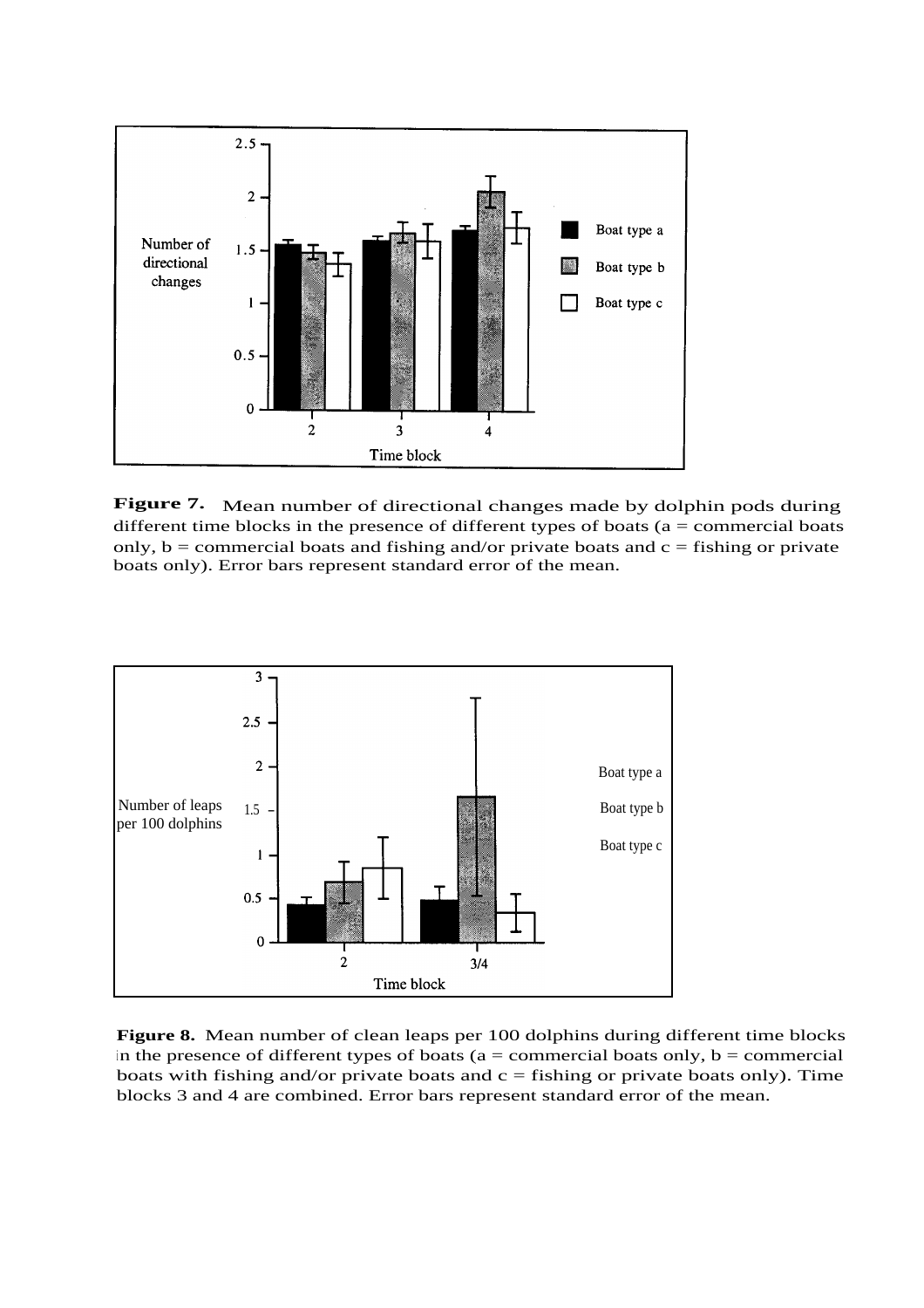2.5
2
1.5
1
0.5
0

Number of directional changes

2
3
4

Time block

Boat type a

Boat type b

Boat type c

**Figure 7.** Mean number of directional changes made by dolphin pods during different time blocks in the presence of different types of boats (a = commercial boats only, b = commercial boats and fishing and/or private boats and c = fishing or private boats only). Error bars represent standard error of the mean.

3
2.5
2
1.5
1
0.5
0

Number of leaps per 100 dolphins

2
3/4

Time block

Boat type a

Boat type b

Boat type c

**Figure 8.** Mean number of clean leaps per 100 dolphins during different time blocks in the presence of different types of boats (a = commercial boats only, b = commercial boats with fishing and/or private boats and c = fishing or private boats only). Time blocks 3 and 4 are combined. Error bars represent standard error of the mean.